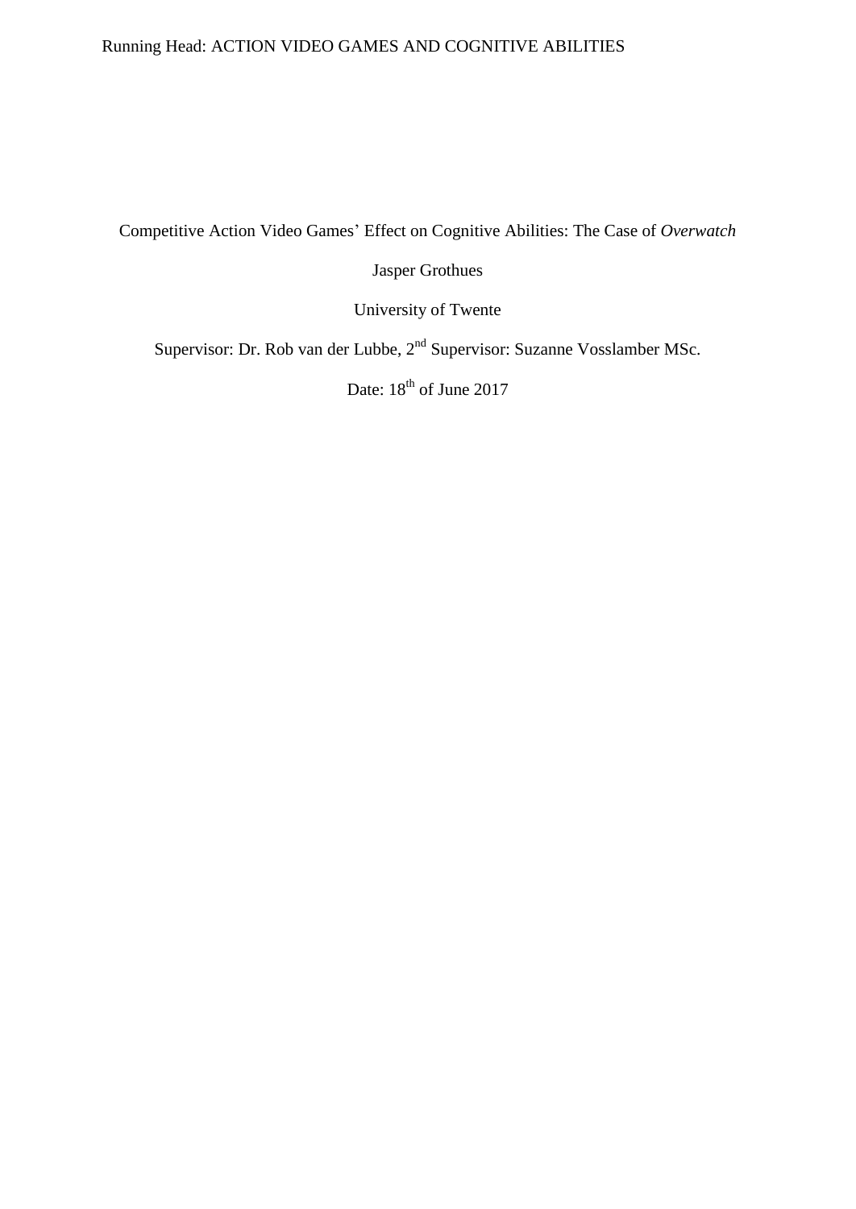Running Head: ACTION VIDEO GAMES AND COGNITIVE ABILITIES

# Competitive Action Video Games' Effect on Cognitive Abilities: The Case of *Overwatch*

Jasper Grothues

University of Twente

Supervisor: Dr. Rob van der Lubbe, 2nd Supervisor: Suzanne Vosslamber MSc.

Date: 18th of June 2017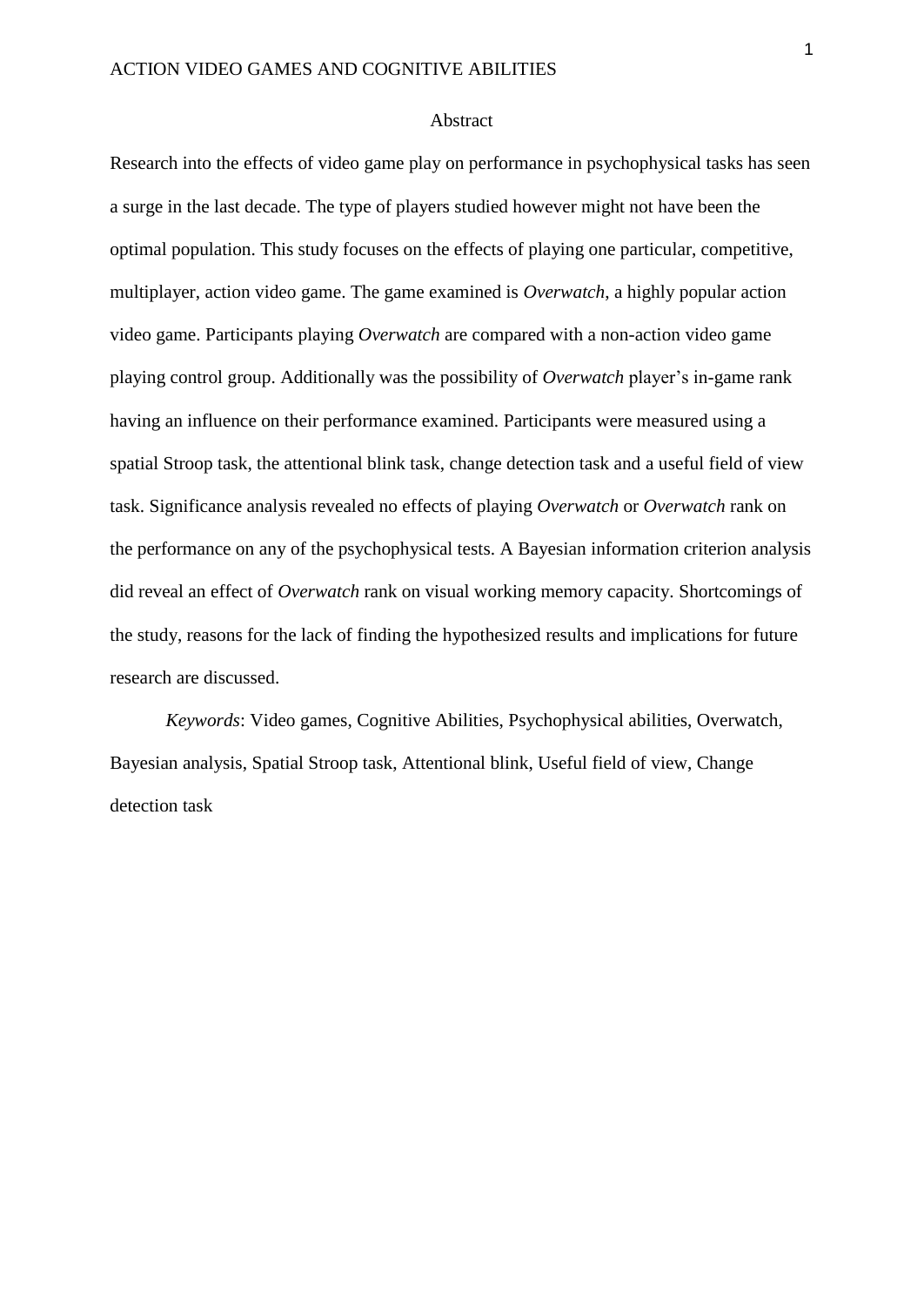# Abstract

Research into the effects of video game play on performance in psychophysical tasks has seen a surge in the last decade. The type of players studied however might not have been the optimal population. This study focuses on the effects of playing one particular, competitive, multiplayer, action video game. The game examined is *Overwatch*, a highly popular action video game. Participants playing *Overwatch* are compared with a non-action video game playing control group. Additionally was the possibility of *Overwatch* player's in-game rank having an influence on their performance examined. Participants were measured using a spatial Stroop task, the attentional blink task, change detection task and a useful field of view task. Significance analysis revealed no effects of playing *Overwatch* or *Overwatch* rank on the performance on any of the psychophysical tests. A Bayesian information criterion analysis did reveal an effect of *Overwatch* rank on visual working memory capacity. Shortcomings of the study, reasons for the lack of finding the hypothesized results and implications for future research are discussed.

*Keywords*: Video games, Cognitive Abilities, Psychophysical abilities, Overwatch, Bayesian analysis, Spatial Stroop task, Attentional blink, Useful field of view, Change detection task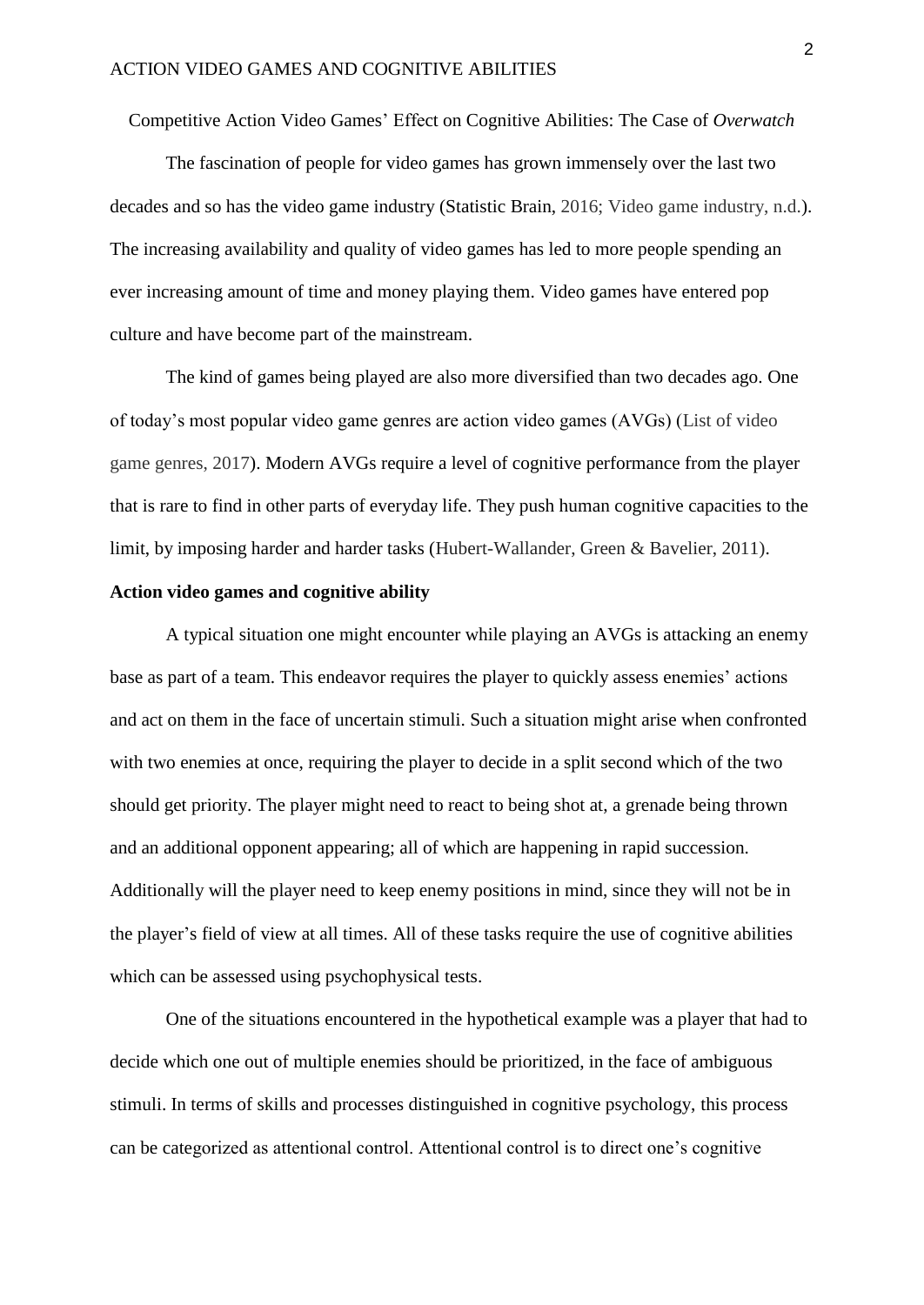Competitive Action Video Games' Effect on Cognitive Abilities: The Case of *Overwatch*

The fascination of people for video games has grown immensely over the last two decades and so has the video game industry (Statistic Brain, 2016; Video game industry, n.d.). The increasing availability and quality of video games has led to more people spending an ever increasing amount of time and money playing them. Video games have entered pop culture and have become part of the mainstream.

The kind of games being played are also more diversified than two decades ago. One of today's most popular video game genres are action video games (AVGs) (List of video game genres, 2017). Modern AVGs require a level of cognitive performance from the player that is rare to find in other parts of everyday life. They push human cognitive capacities to the limit, by imposing harder and harder tasks (Hubert-Wallander, Green & Bavelier, 2011).

**Action video games and cognitive ability**

A typical situation one might encounter while playing an AVGs is attacking an enemy base as part of a team. This endeavor requires the player to quickly assess enemies' actions and act on them in the face of uncertain stimuli. Such a situation might arise when confronted with two enemies at once, requiring the player to decide in a split second which of the two should get priority. The player might need to react to being shot at, a grenade being thrown and an additional opponent appearing; all of which are happening in rapid succession. Additionally will the player need to keep enemy positions in mind, since they will not be in the player's field of view at all times. All of these tasks require the use of cognitive abilities which can be assessed using psychophysical tests.

One of the situations encountered in the hypothetical example was a player that had to decide which one out of multiple enemies should be prioritized, in the face of ambiguous stimuli. In terms of skills and processes distinguished in cognitive psychology, this process can be categorized as attentional control. Attentional control is to direct one's cognitive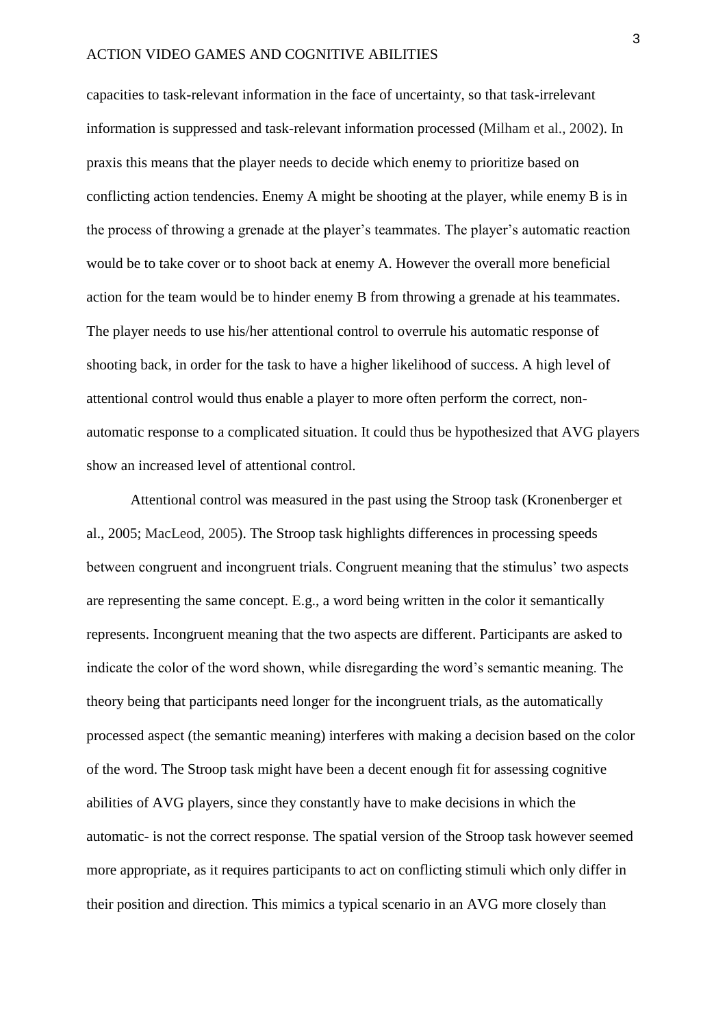capacities to task-relevant information in the face of uncertainty, so that task-irrelevant information is suppressed and task-relevant information processed (Milham et al., 2002). In praxis this means that the player needs to decide which enemy to prioritize based on conflicting action tendencies. Enemy A might be shooting at the player, while enemy B is in the process of throwing a grenade at the player's teammates. The player's automatic reaction would be to take cover or to shoot back at enemy A. However the overall more beneficial action for the team would be to hinder enemy B from throwing a grenade at his teammates. The player needs to use his/her attentional control to overrule his automatic response of shooting back, in order for the task to have a higher likelihood of success. A high level of attentional control would thus enable a player to more often perform the correct, non-automatic response to a complicated situation. It could thus be hypothesized that AVG players show an increased level of attentional control.

Attentional control was measured in the past using the Stroop task (Kronenberger et al., 2005; MacLeod, 2005). The Stroop task highlights differences in processing speeds between congruent and incongruent trials. Congruent meaning that the stimulus' two aspects are representing the same concept. E.g., a word being written in the color it semantically represents. Incongruent meaning that the two aspects are different. Participants are asked to indicate the color of the word shown, while disregarding the word's semantic meaning. The theory being that participants need longer for the incongruent trials, as the automatically processed aspect (the semantic meaning) interferes with making a decision based on the color of the word. The Stroop task might have been a decent enough fit for assessing cognitive abilities of AVG players, since they constantly have to make decisions in which the automatic- is not the correct response. The spatial version of the Stroop task however seemed more appropriate, as it requires participants to act on conflicting stimuli which only differ in their position and direction. This mimics a typical scenario in an AVG more closely than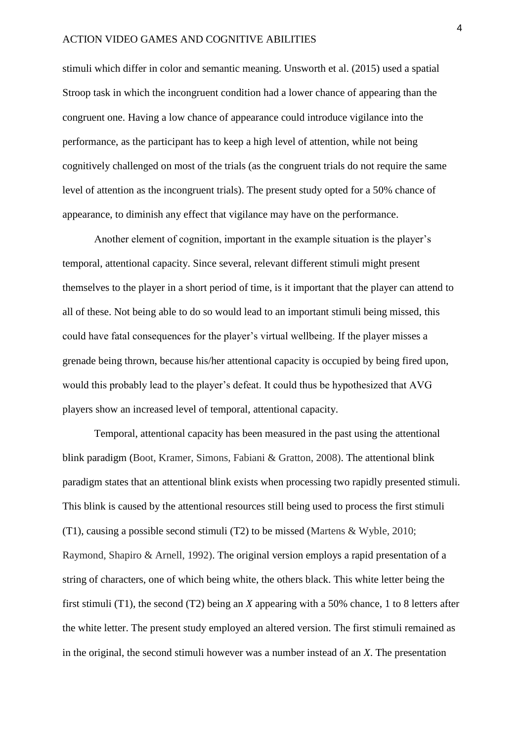stimuli which differ in color and semantic meaning. Unsworth et al. (2015) used a spatial Stroop task in which the incongruent condition had a lower chance of appearing than the congruent one. Having a low chance of appearance could introduce vigilance into the performance, as the participant has to keep a high level of attention, while not being cognitively challenged on most of the trials (as the congruent trials do not require the same level of attention as the incongruent trials). The present study opted for a 50% chance of appearance, to diminish any effect that vigilance may have on the performance.

Another element of cognition, important in the example situation is the player's temporal, attentional capacity. Since several, relevant different stimuli might present themselves to the player in a short period of time, is it important that the player can attend to all of these. Not being able to do so would lead to an important stimuli being missed, this could have fatal consequences for the player's virtual wellbeing. If the player misses a grenade being thrown, because his/her attentional capacity is occupied by being fired upon, would this probably lead to the player's defeat. It could thus be hypothesized that AVG players show an increased level of temporal, attentional capacity.

Temporal, attentional capacity has been measured in the past using the attentional blink paradigm (Boot, Kramer, Simons, Fabiani & Gratton, 2008). The attentional blink paradigm states that an attentional blink exists when processing two rapidly presented stimuli. This blink is caused by the attentional resources still being used to process the first stimuli (T1), causing a possible second stimuli (T2) to be missed (Martens & Wyble, 2010; Raymond, Shapiro & Arnell, 1992). The original version employs a rapid presentation of a string of characters, one of which being white, the others black. This white letter being the first stimuli (T1), the second (T2) being an *X* appearing with a 50% chance, 1 to 8 letters after the white letter. The present study employed an altered version. The first stimuli remained as in the original, the second stimuli however was a number instead of an *X*. The presentation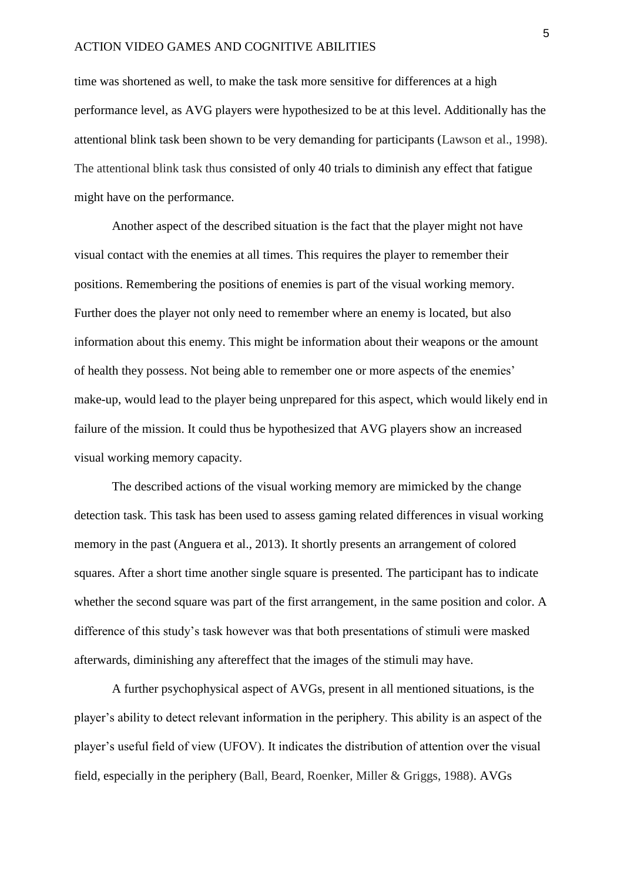time was shortened as well, to make the task more sensitive for differences at a high performance level, as AVG players were hypothesized to be at this level. Additionally has the attentional blink task been shown to be very demanding for participants (Lawson et al., 1998). The attentional blink task thus consisted of only 40 trials to diminish any effect that fatigue might have on the performance.

Another aspect of the described situation is the fact that the player might not have visual contact with the enemies at all times. This requires the player to remember their positions. Remembering the positions of enemies is part of the visual working memory. Further does the player not only need to remember where an enemy is located, but also information about this enemy. This might be information about their weapons or the amount of health they possess. Not being able to remember one or more aspects of the enemies' make-up, would lead to the player being unprepared for this aspect, which would likely end in failure of the mission. It could thus be hypothesized that AVG players show an increased visual working memory capacity.

The described actions of the visual working memory are mimicked by the change detection task. This task has been used to assess gaming related differences in visual working memory in the past (Anguera et al., 2013). It shortly presents an arrangement of colored squares. After a short time another single square is presented. The participant has to indicate whether the second square was part of the first arrangement, in the same position and color. A difference of this study's task however was that both presentations of stimuli were masked afterwards, diminishing any aftereffect that the images of the stimuli may have.

A further psychophysical aspect of AVGs, present in all mentioned situations, is the player's ability to detect relevant information in the periphery. This ability is an aspect of the player's useful field of view (UFOV). It indicates the distribution of attention over the visual field, especially in the periphery (Ball, Beard, Roenker, Miller & Griggs, 1988). AVGs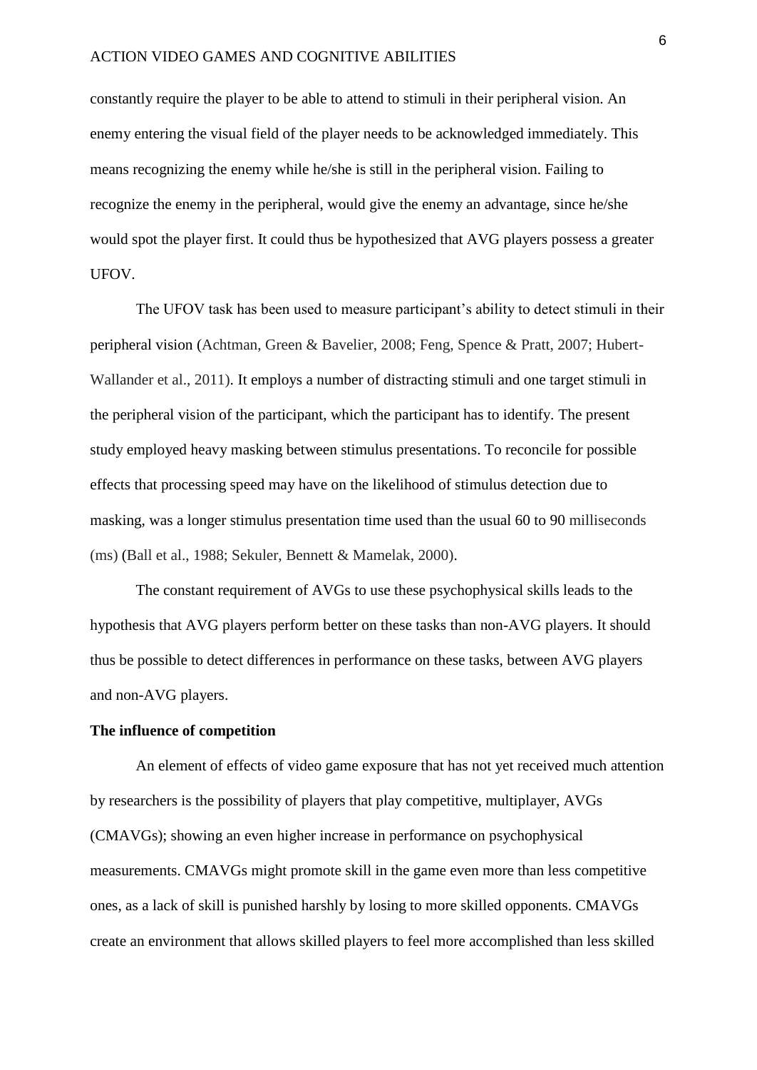constantly require the player to be able to attend to stimuli in their peripheral vision. An enemy entering the visual field of the player needs to be acknowledged immediately. This means recognizing the enemy while he/she is still in the peripheral vision. Failing to recognize the enemy in the peripheral, would give the enemy an advantage, since he/she would spot the player first. It could thus be hypothesized that AVG players possess a greater UFOV.

The UFOV task has been used to measure participant's ability to detect stimuli in their peripheral vision (Achtman, Green & Bavelier, 2008; Feng, Spence & Pratt, 2007; Hubert-Wallander et al., 2011). It employs a number of distracting stimuli and one target stimuli in the peripheral vision of the participant, which the participant has to identify. The present study employed heavy masking between stimulus presentations. To reconcile for possible effects that processing speed may have on the likelihood of stimulus detection due to masking, was a longer stimulus presentation time used than the usual 60 to 90 milliseconds (ms) (Ball et al., 1988; Sekuler, Bennett & Mamelak, 2000).

The constant requirement of AVGs to use these psychophysical skills leads to the hypothesis that AVG players perform better on these tasks than non-AVG players. It should thus be possible to detect differences in performance on these tasks, between AVG players and non-AVG players.

**The influence of competition**

An element of effects of video game exposure that has not yet received much attention by researchers is the possibility of players that play competitive, multiplayer, AVGs (CMAVGs); showing an even higher increase in performance on psychophysical measurements. CMAVGs might promote skill in the game even more than less competitive ones, as a lack of skill is punished harshly by losing to more skilled opponents. CMAVGs create an environment that allows skilled players to feel more accomplished than less skilled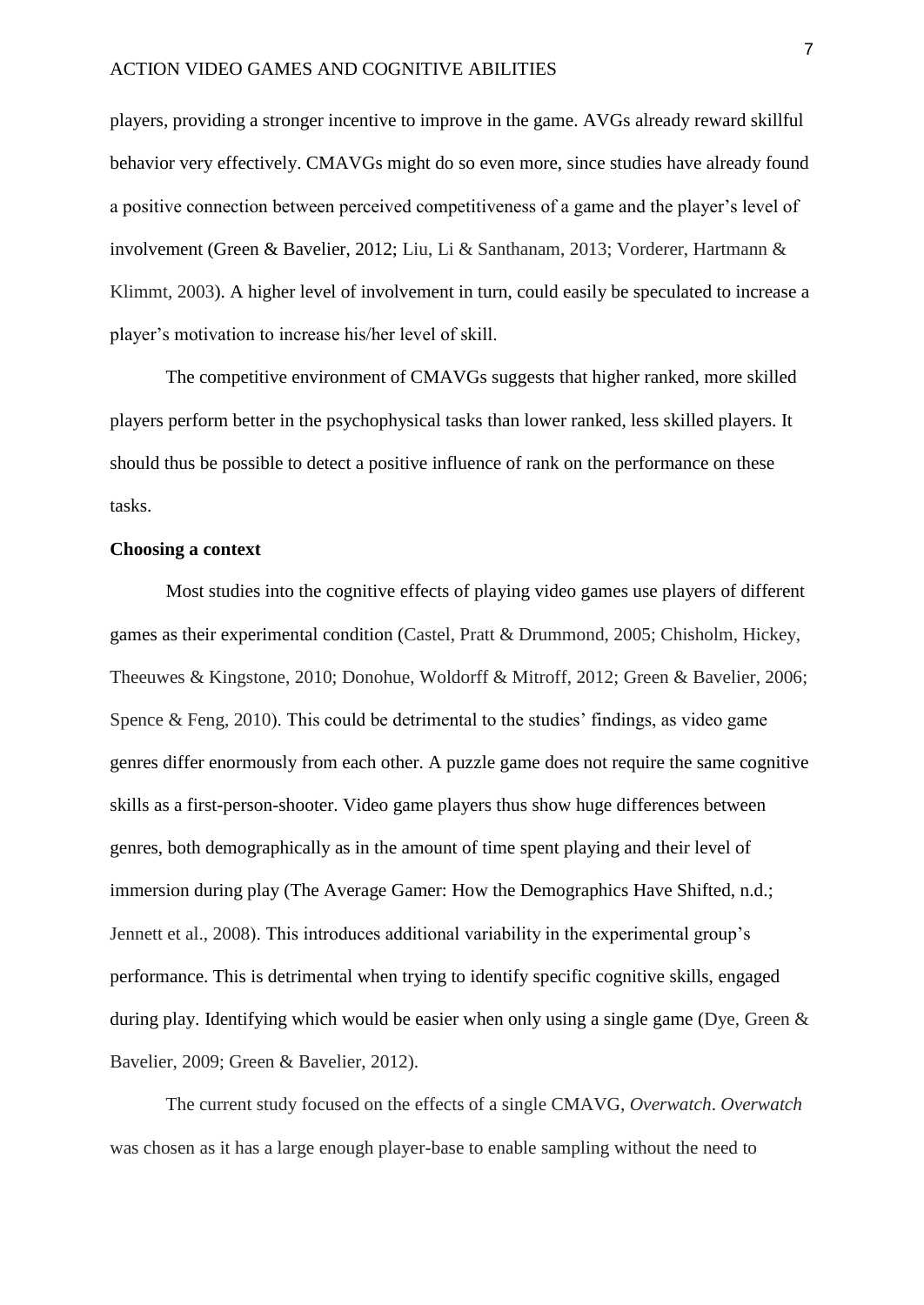players, providing a stronger incentive to improve in the game. AVGs already reward skillful behavior very effectively. CMAVGs might do so even more, since studies have already found a positive connection between perceived competitiveness of a game and the player's level of involvement (Green & Bavelier, 2012; Liu, Li & Santhanam, 2013; Vorderer, Hartmann & Klimmt, 2003). A higher level of involvement in turn, could easily be speculated to increase a player's motivation to increase his/her level of skill.

The competitive environment of CMAVGs suggests that higher ranked, more skilled players perform better in the psychophysical tasks than lower ranked, less skilled players. It should thus be possible to detect a positive influence of rank on the performance on these tasks.

**Choosing a context**

Most studies into the cognitive effects of playing video games use players of different games as their experimental condition (Castel, Pratt & Drummond, 2005; Chisholm, Hickey, Theeuwes & Kingstone, 2010; Donohue, Woldorff & Mitroff, 2012; Green & Bavelier, 2006; Spence & Feng, 2010). This could be detrimental to the studies' findings, as video game genres differ enormously from each other. A puzzle game does not require the same cognitive skills as a first-person-shooter. Video game players thus show huge differences between genres, both demographically as in the amount of time spent playing and their level of immersion during play (The Average Gamer: How the Demographics Have Shifted, n.d.; Jennett et al., 2008). This introduces additional variability in the experimental group's performance. This is detrimental when trying to identify specific cognitive skills, engaged during play. Identifying which would be easier when only using a single game (Dye, Green & Bavelier, 2009; Green & Bavelier, 2012).

The current study focused on the effects of a single CMAVG, *Overwatch*. *Overwatch* was chosen as it has a large enough player-base to enable sampling without the need to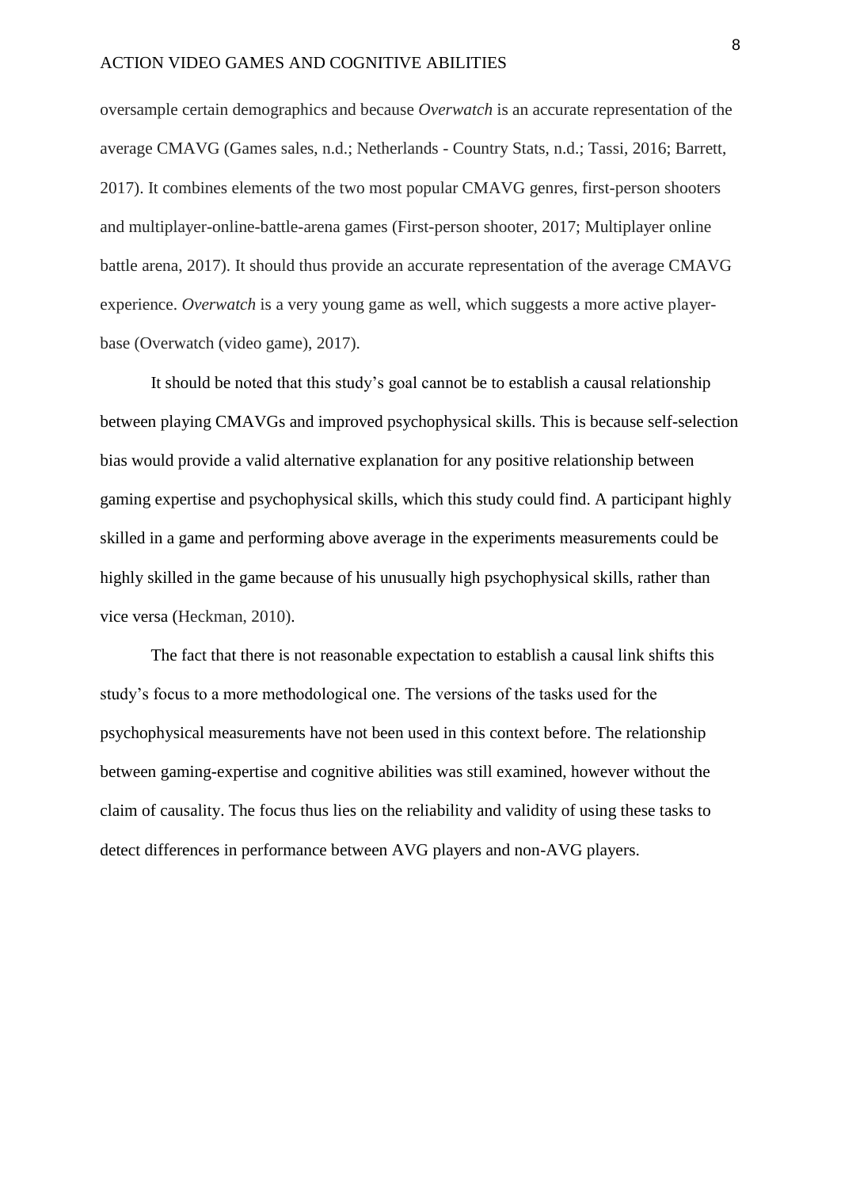oversample certain demographics and because *Overwatch* is an accurate representation of the average CMAVG (Games sales, n.d.; Netherlands - Country Stats, n.d.; Tassi, 2016; Barrett, 2017). It combines elements of the two most popular CMAVG genres, first-person shooters and multiplayer-online-battle-arena games (First-person shooter, 2017; Multiplayer online battle arena, 2017). It should thus provide an accurate representation of the average CMAVG experience. *Overwatch* is a very young game as well, which suggests a more active player-base (Overwatch (video game), 2017).

It should be noted that this study's goal cannot be to establish a causal relationship between playing CMAVGs and improved psychophysical skills. This is because self-selection bias would provide a valid alternative explanation for any positive relationship between gaming expertise and psychophysical skills, which this study could find. A participant highly skilled in a game and performing above average in the experiments measurements could be highly skilled in the game because of his unusually high psychophysical skills, rather than vice versa (Heckman, 2010).

The fact that there is not reasonable expectation to establish a causal link shifts this study's focus to a more methodological one. The versions of the tasks used for the psychophysical measurements have not been used in this context before. The relationship between gaming-expertise and cognitive abilities was still examined, however without the claim of causality. The focus thus lies on the reliability and validity of using these tasks to detect differences in performance between AVG players and non-AVG players.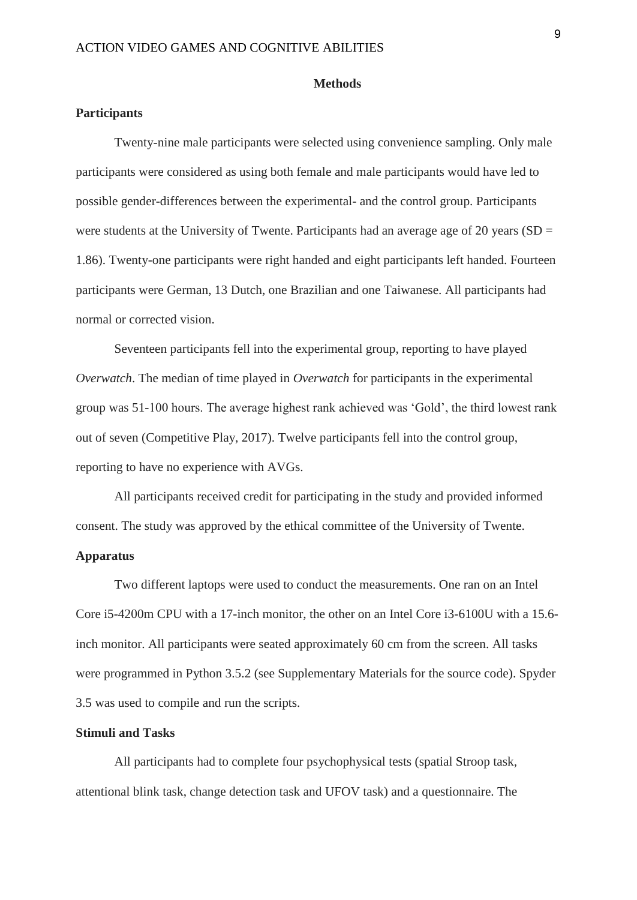## Methods

### Participants

Twenty-nine male participants were selected using convenience sampling. Only male participants were considered as using both female and male participants would have led to possible gender-differences between the experimental- and the control group. Participants were students at the University of Twente. Participants had an average age of 20 years (SD = 1.86). Twenty-one participants were right handed and eight participants left handed. Fourteen participants were German, 13 Dutch, one Brazilian and one Taiwanese. All participants had normal or corrected vision.

Seventeen participants fell into the experimental group, reporting to have played *Overwatch*. The median of time played in *Overwatch* for participants in the experimental group was 51-100 hours. The average highest rank achieved was 'Gold', the third lowest rank out of seven (Competitive Play, 2017). Twelve participants fell into the control group, reporting to have no experience with AVGs.

All participants received credit for participating in the study and provided informed consent. The study was approved by the ethical committee of the University of Twente.

### Apparatus

Two different laptops were used to conduct the measurements. One ran on an Intel Core i5-4200m CPU with a 17-inch monitor, the other on an Intel Core i3-6100U with a 15.6-inch monitor. All participants were seated approximately 60 cm from the screen. All tasks were programmed in Python 3.5.2 (see Supplementary Materials for the source code). Spyder 3.5 was used to compile and run the scripts.

### Stimuli and Tasks

All participants had to complete four psychophysical tests (spatial Stroop task, attentional blink task, change detection task and UFOV task) and a questionnaire. The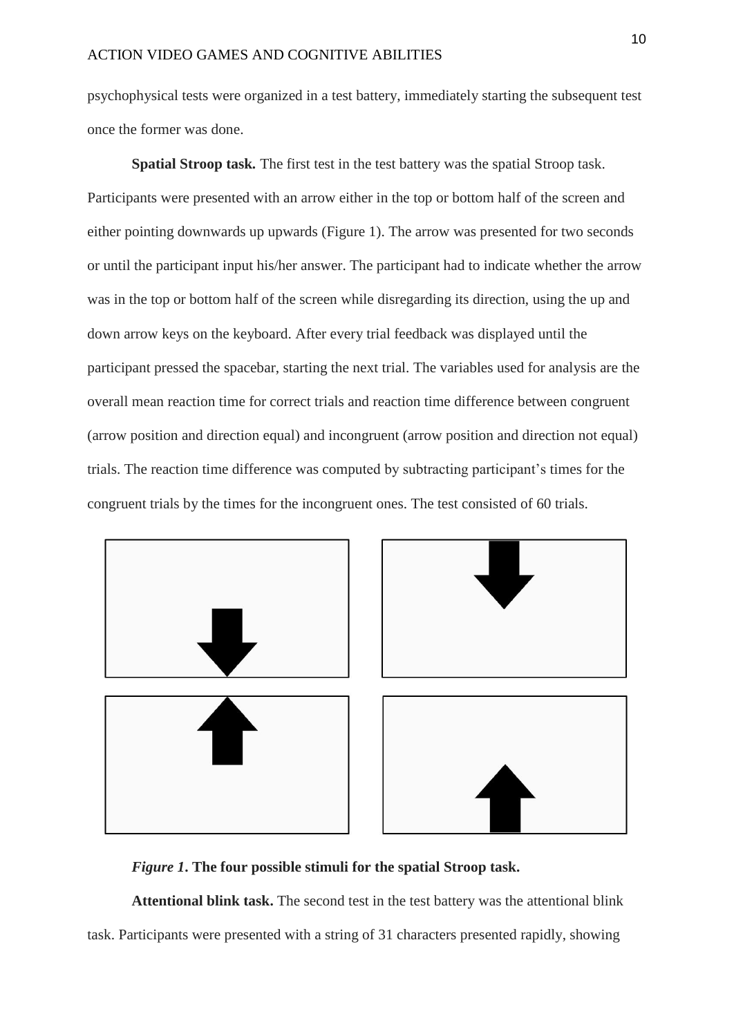psychophysical tests were organized in a test battery, immediately starting the subsequent test once the former was done.

**Spatial Stroop task.** The first test in the test battery was the spatial Stroop task. Participants were presented with an arrow either in the top or bottom half of the screen and either pointing downwards up upwards (Figure 1). The arrow was presented for two seconds or until the participant input his/her answer. The participant had to indicate whether the arrow was in the top or bottom half of the screen while disregarding its direction, using the up and down arrow keys on the keyboard. After every trial feedback was displayed until the participant pressed the spacebar, starting the next trial. The variables used for analysis are the overall mean reaction time for correct trials and reaction time difference between congruent (arrow position and direction equal) and incongruent (arrow position and direction not equal) trials. The reaction time difference was computed by subtracting participant's times for the congruent trials by the times for the incongruent ones. The test consisted of 60 trials.

***Figure 1*. The four possible stimuli for the spatial Stroop task.**

**Attentional blink task.** The second test in the test battery was the attentional blink task. Participants were presented with a string of 31 characters presented rapidly, showing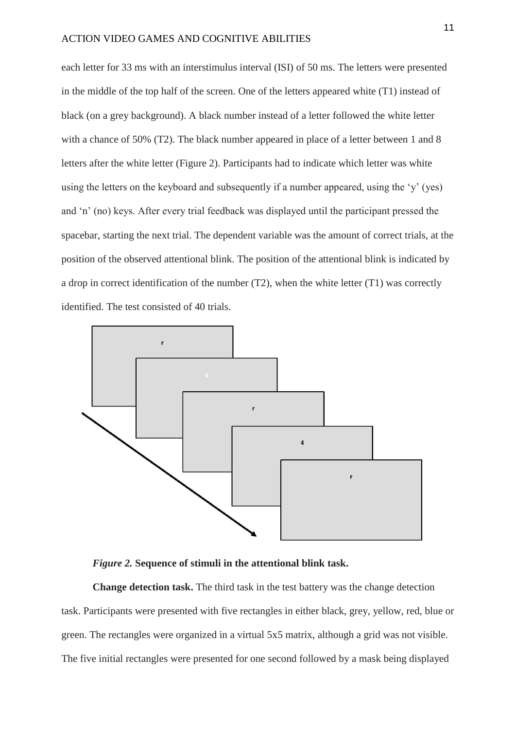each letter for 33 ms with an interstimulus interval (ISI) of 50 ms. The letters were presented in the middle of the top half of the screen. One of the letters appeared white (T1) instead of black (on a grey background). A black number instead of a letter followed the white letter with a chance of 50% (T2). The black number appeared in place of a letter between 1 and 8 letters after the white letter (Figure 2). Participants had to indicate which letter was white using the letters on the keyboard and subsequently if a number appeared, using the 'y' (yes) and 'n' (no) keys. After every trial feedback was displayed until the participant pressed the spacebar, starting the next trial. The dependent variable was the amount of correct trials, at the position of the observed attentional blink. The position of the attentional blink is indicated by a drop in correct identification of the number (T2), when the white letter (T1) was correctly identified. The test consisted of 40 trials.

*Figure 2.* **Sequence of stimuli in the attentional blink task.**

**Change detection task.** The third task in the test battery was the change detection task. Participants were presented with five rectangles in either black, grey, yellow, red, blue or green. The rectangles were organized in a virtual 5x5 matrix, although a grid was not visible. The five initial rectangles were presented for one second followed by a mask being displayed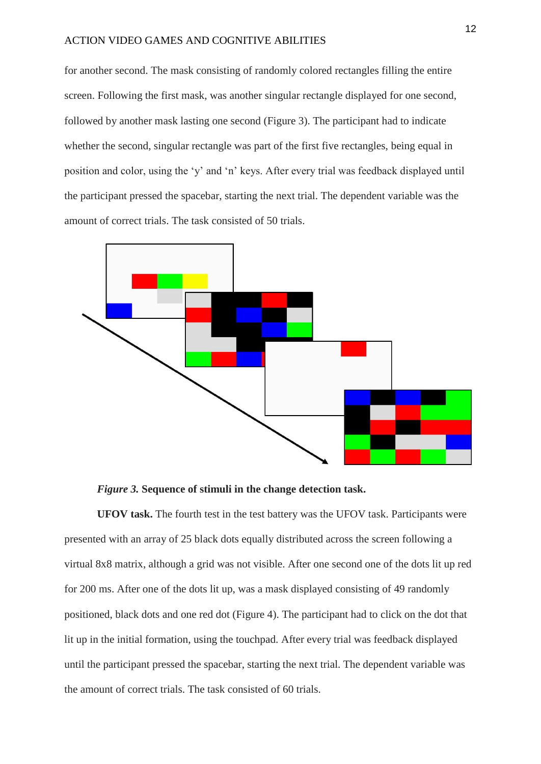for another second. The mask consisting of randomly colored rectangles filling the entire screen. Following the first mask, was another singular rectangle displayed for one second, followed by another mask lasting one second (Figure 3). The participant had to indicate whether the second, singular rectangle was part of the first five rectangles, being equal in position and color, using the 'y' and 'n' keys. After every trial was feedback displayed until the participant pressed the spacebar, starting the next trial. The dependent variable was the amount of correct trials. The task consisted of 50 trials.

***Figure 3.* Sequence of stimuli in the change detection task.**

**UFOV task.** The fourth test in the test battery was the UFOV task. Participants were presented with an array of 25 black dots equally distributed across the screen following a virtual 8x8 matrix, although a grid was not visible. After one second one of the dots lit up red for 200 ms. After one of the dots lit up, was a mask displayed consisting of 49 randomly positioned, black dots and one red dot (Figure 4). The participant had to click on the dot that lit up in the initial formation, using the touchpad. After every trial was feedback displayed until the participant pressed the spacebar, starting the next trial. The dependent variable was the amount of correct trials. The task consisted of 60 trials.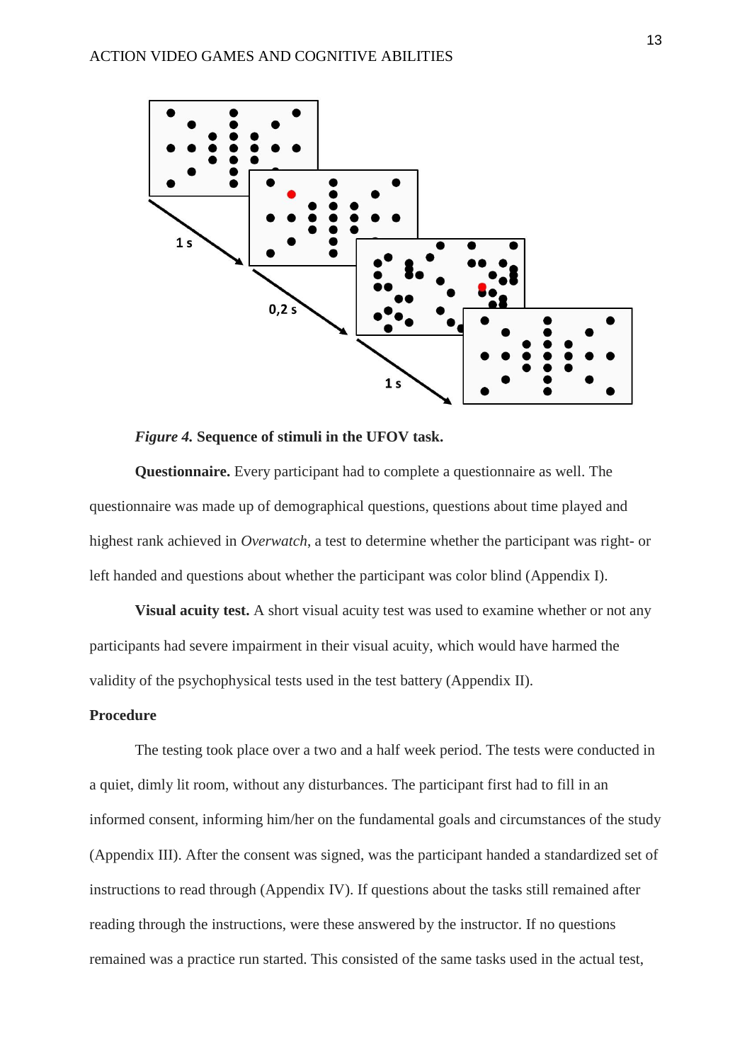*Figure 4.* **Sequence of stimuli in the UFOV task.**

**Questionnaire.** Every participant had to complete a questionnaire as well. The questionnaire was made up of demographical questions, questions about time played and highest rank achieved in *Overwatch*, a test to determine whether the participant was right- or left handed and questions about whether the participant was color blind (Appendix I).

**Visual acuity test.** A short visual acuity test was used to examine whether or not any participants had severe impairment in their visual acuity, which would have harmed the validity of the psychophysical tests used in the test battery (Appendix II).

**Procedure**

The testing took place over a two and a half week period. The tests were conducted in a quiet, dimly lit room, without any disturbances. The participant first had to fill in an informed consent, informing him/her on the fundamental goals and circumstances of the study (Appendix III). After the consent was signed, was the participant handed a standardized set of instructions to read through (Appendix IV). If questions about the tasks still remained after reading through the instructions, were these answered by the instructor. If no questions remained was a practice run started. This consisted of the same tasks used in the actual test,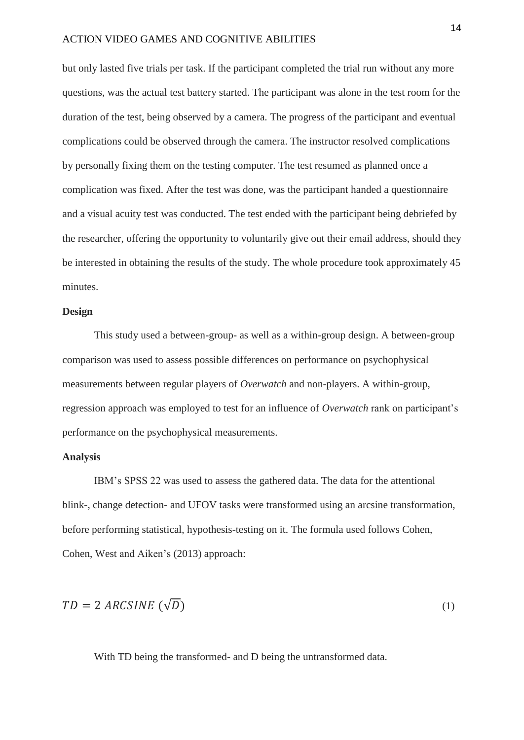but only lasted five trials per task. If the participant completed the trial run without any more questions, was the actual test battery started. The participant was alone in the test room for the duration of the test, being observed by a camera. The progress of the participant and eventual complications could be observed through the camera. The instructor resolved complications by personally fixing them on the testing computer. The test resumed as planned once a complication was fixed. After the test was done, was the participant handed a questionnaire and a visual acuity test was conducted. The test ended with the participant being debriefed by the researcher, offering the opportunity to voluntarily give out their email address, should they be interested in obtaining the results of the study. The whole procedure took approximately 45 minutes.

**Design**

This study used a between-group- as well as a within-group design. A between-group comparison was used to assess possible differences on performance on psychophysical measurements between regular players of *Overwatch* and non-players. A within-group, regression approach was employed to test for an influence of *Overwatch* rank on participant's performance on the psychophysical measurements.

**Analysis**

IBM's SPSS 22 was used to assess the gathered data. The data for the attentional blink-, change detection- and UFOV tasks were transformed using an arcsine transformation, before performing statistical, hypothesis-testing on it. The formula used follows Cohen, Cohen, West and Aiken's (2013) approach:

$$TD = 2\ ARCSINE\ (\sqrt{D}) \tag{1}$$

With TD being the transformed- and D being the untransformed data.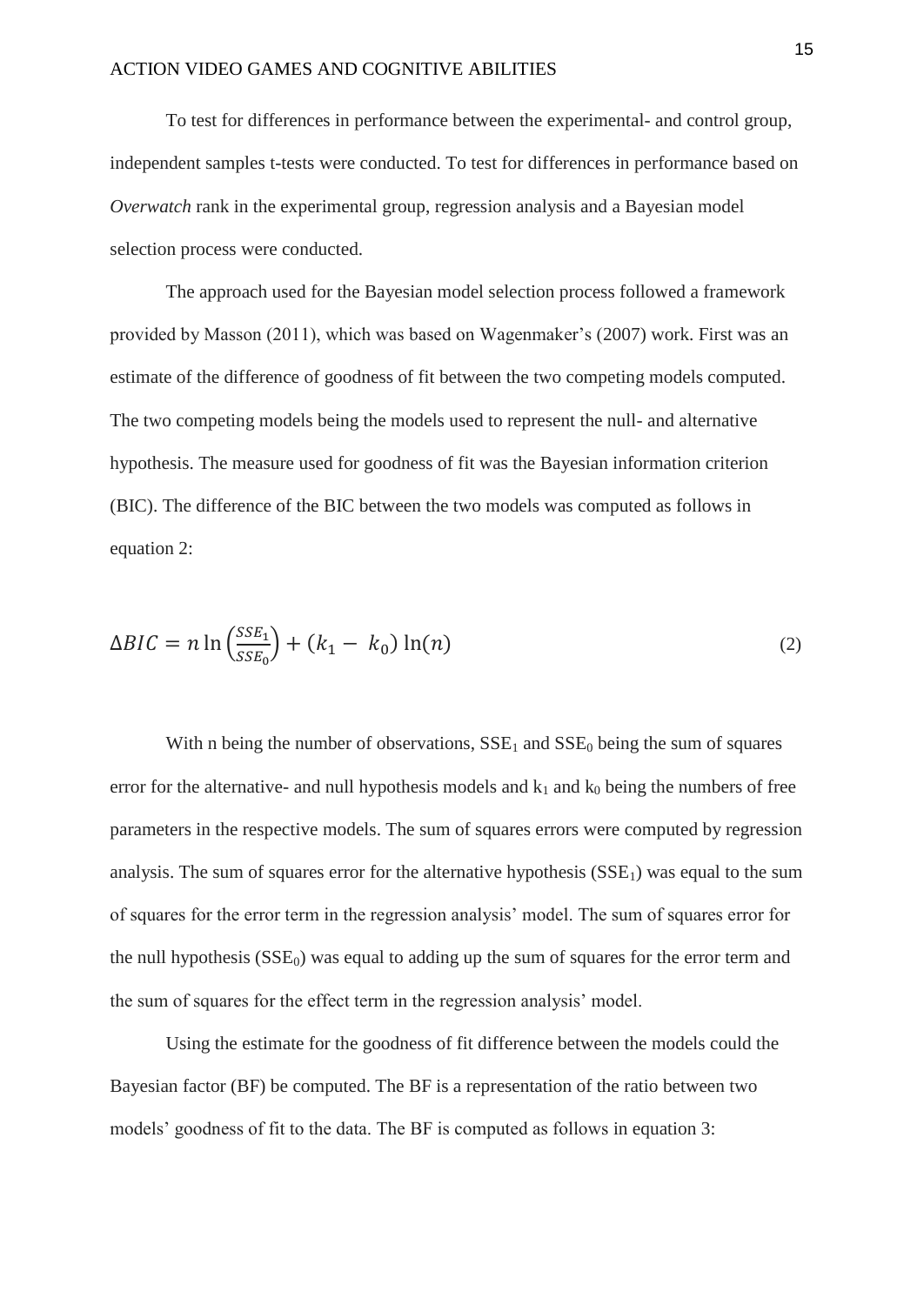To test for differences in performance between the experimental- and control group, independent samples t-tests were conducted. To test for differences in performance based on *Overwatch* rank in the experimental group, regression analysis and a Bayesian model selection process were conducted.

The approach used for the Bayesian model selection process followed a framework provided by Masson (2011), which was based on Wagenmaker's (2007) work. First was an estimate of the difference of goodness of fit between the two competing models computed. The two competing models being the models used to represent the null- and alternative hypothesis. The measure used for goodness of fit was the Bayesian information criterion (BIC). The difference of the BIC between the two models was computed as follows in equation 2:

$$\Delta BIC = n \ln \left( \frac{SSE_1}{SSE_0} \right) + (k_1 - k_0) \ln(n) \tag{2}$$

With n being the number of observations, $SSE_1$ and $SSE_0$ being the sum of squares error for the alternative- and null hypothesis models and $k_1$ and $k_0$ being the numbers of free parameters in the respective models. The sum of squares errors were computed by regression analysis. The sum of squares error for the alternative hypothesis ($SSE_1$) was equal to the sum of squares for the error term in the regression analysis' model. The sum of squares error for the null hypothesis ($SSE_0$) was equal to adding up the sum of squares for the error term and the sum of squares for the effect term in the regression analysis' model.

Using the estimate for the goodness of fit difference between the models could the Bayesian factor (BF) be computed. The BF is a representation of the ratio between two models' goodness of fit to the data. The BF is computed as follows in equation 3: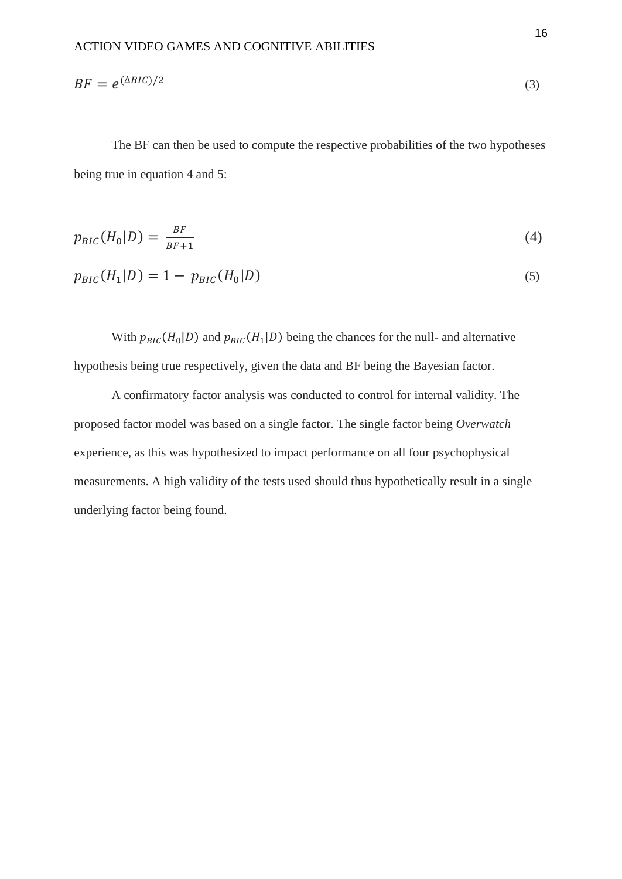$$BF = e^{(\Delta BIC)/2} \tag{3}$$

The BF can then be used to compute the respective probabilities of the two hypotheses being true in equation 4 and 5:

$$p_{BIC}(H_0|D) = \frac{BF}{BF+1} \tag{4}$$

$$p_{BIC}(H_1|D) = 1 - p_{BIC}(H_0|D) \tag{5}$$

With $p_{BIC}(H_0|D)$ and $p_{BIC}(H_1|D)$ being the chances for the null- and alternative hypothesis being true respectively, given the data and BF being the Bayesian factor.

A confirmatory factor analysis was conducted to control for internal validity. The proposed factor model was based on a single factor. The single factor being *Overwatch* experience, as this was hypothesized to impact performance on all four psychophysical measurements. A high validity of the tests used should thus hypothetically result in a single underlying factor being found.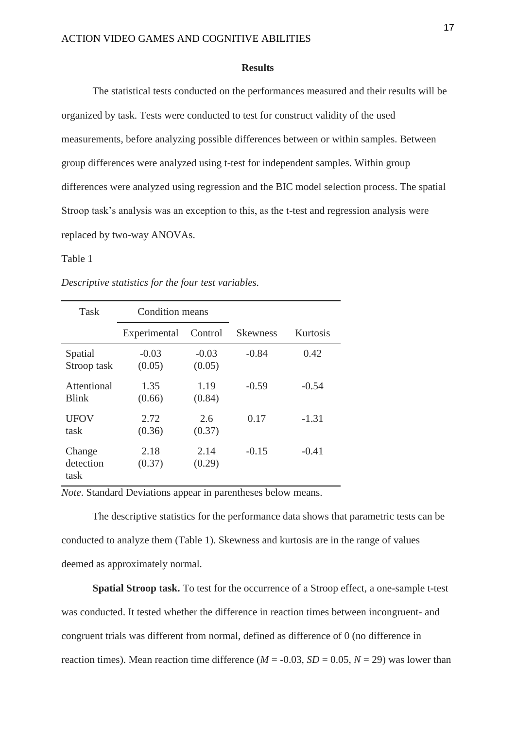## Results

The statistical tests conducted on the performances measured and their results will be organized by task. Tests were conducted to test for construct validity of the used measurements, before analyzing possible differences between or within samples. Between group differences were analyzed using t-test for independent samples. Within group differences were analyzed using regression and the BIC model selection process. The spatial Stroop task's analysis was an exception to this, as the t-test and regression analysis were replaced by two-way ANOVAs.

Table 1

*Descriptive statistics for the four test variables.*

| Task | Condition means | | Skewness | Kurtosis |
|---|---|---|---|---|
| | Experimental | Control | | |
| Spatial Stroop task | -0.03 (0.05) | -0.03 (0.05) | -0.84 | 0.42 |
| Attentional Blink | 1.35 (0.66) | 1.19 (0.84) | -0.59 | -0.54 |
| UFOV task | 2.72 (0.36) | 2.6 (0.37) | 0.17 | -1.31 |
| Change detection task | 2.18 (0.37) | 2.14 (0.29) | -0.15 | -0.41 |

*Note*. Standard Deviations appear in parentheses below means.

The descriptive statistics for the performance data shows that parametric tests can be conducted to analyze them (Table 1). Skewness and kurtosis are in the range of values deemed as approximately normal.

**Spatial Stroop task.** To test for the occurrence of a Stroop effect, a one-sample t-test was conducted. It tested whether the difference in reaction times between incongruent- and congruent trials was different from normal, defined as difference of 0 (no difference in reaction times). Mean reaction time difference ($M$ = -0.03, $SD$ = 0.05, $N$ = 29) was lower than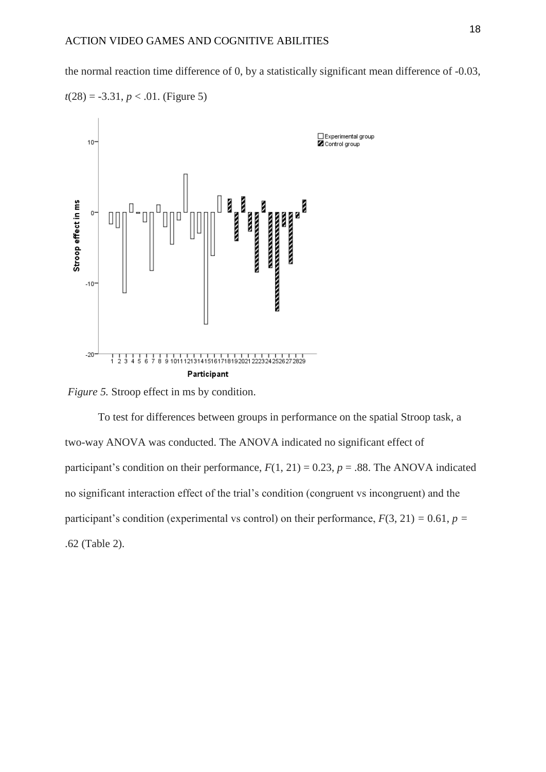the normal reaction time difference of 0, by a statistically significant mean difference of -0.03, $t(28) = -3.31$, $p < .01$. (Figure 5)

*Figure 5.* Stroop effect in ms by condition.

To test for differences between groups in performance on the spatial Stroop task, a two-way ANOVA was conducted. The ANOVA indicated no significant effect of participant's condition on their performance, $F(1, 21) = 0.23$, $p = .88$. The ANOVA indicated no significant interaction effect of the trial's condition (congruent vs incongruent) and the participant's condition (experimental vs control) on their performance, $F(3, 21) = 0.61$, $p = .62$ (Table 2).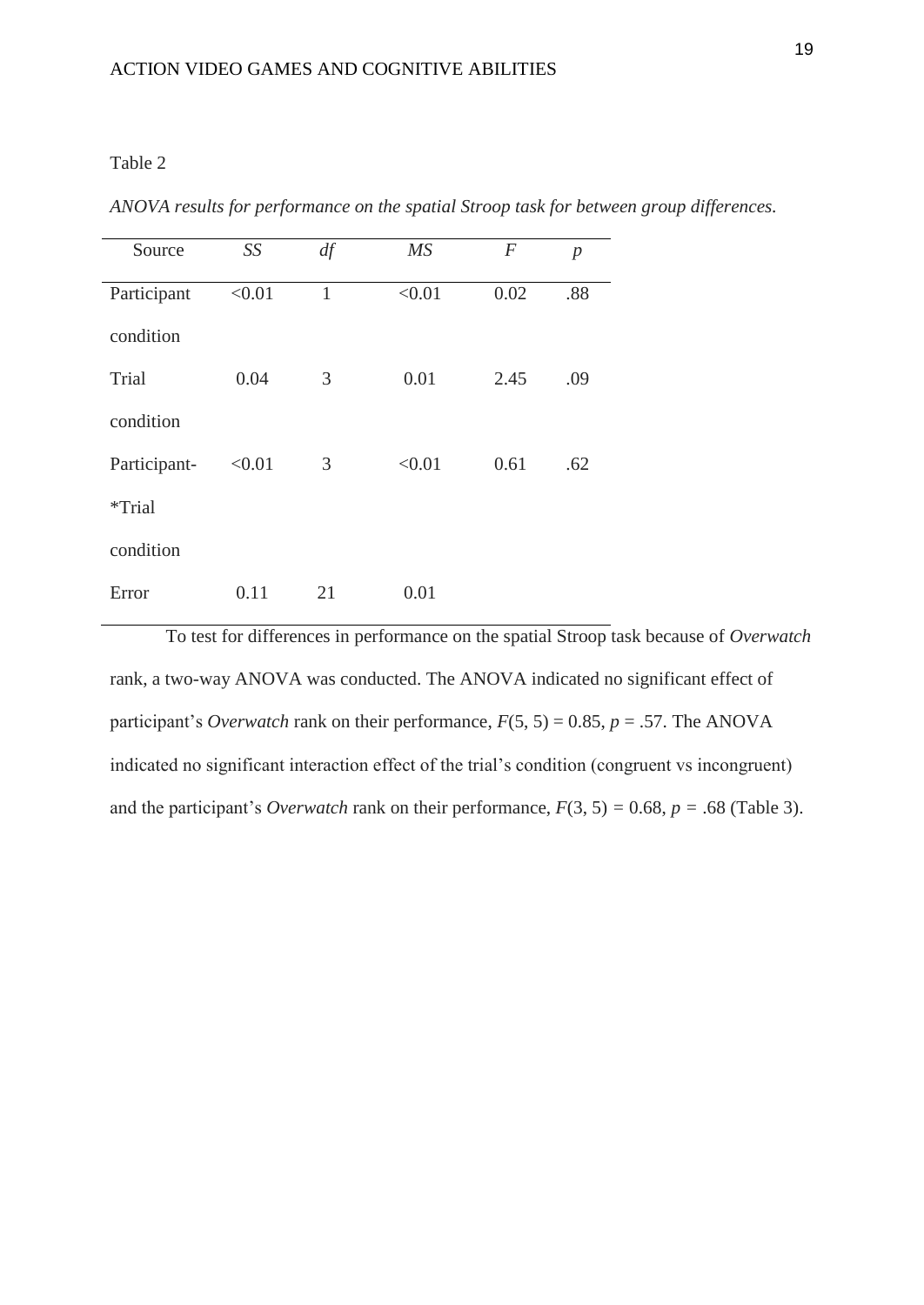Table 2

*ANOVA results for performance on the spatial Stroop task for between group differences.*

| Source | *SS* | *df* | *MS* | *F* | *p* |
|---|---|---|---|---|---|
| Participant condition | <0.01 | 1 | <0.01 | 0.02 | .88 |
| Trial condition | 0.04 | 3 | 0.01 | 2.45 | .09 |
| Participant-*Trial condition | <0.01 | 3 | <0.01 | 0.61 | .62 |
| Error | 0.11 | 21 | 0.01 | | |

To test for differences in performance on the spatial Stroop task because of *Overwatch* rank, a two-way ANOVA was conducted. The ANOVA indicated no significant effect of participant's *Overwatch* rank on their performance, $F(5, 5) = 0.85$, $p = .57$. The ANOVA indicated no significant interaction effect of the trial's condition (congruent vs incongruent) and the participant's *Overwatch* rank on their performance, $F(3, 5) = 0.68$, $p = .68$ (Table 3).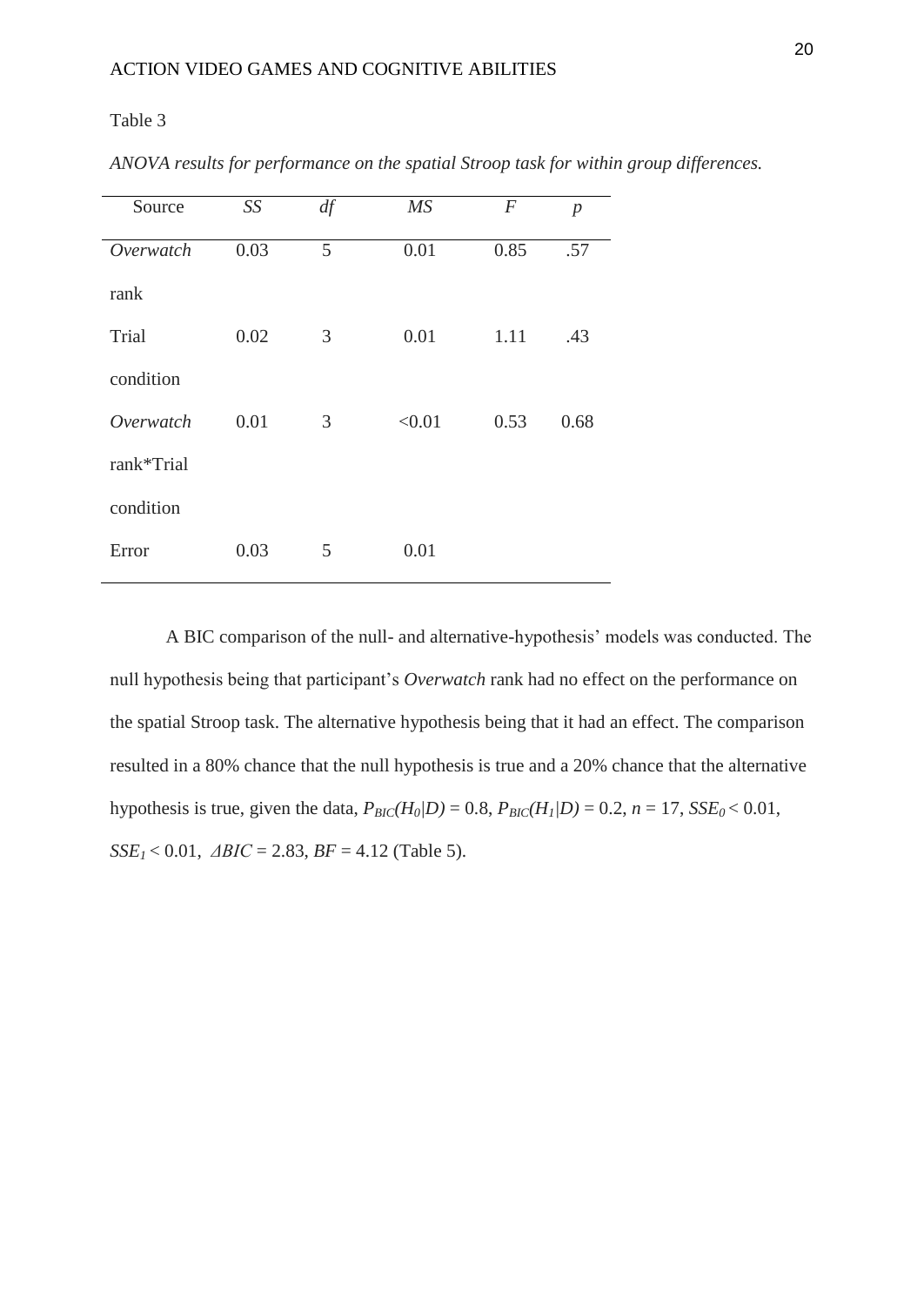Table 3

*ANOVA results for performance on the spatial Stroop task for within group differences.*

| Source | *SS* | *df* | *MS* | *F* | *p* |
|---|---|---|---|---|---|
| *Overwatch* rank | 0.03 | 5 | 0.01 | 0.85 | .57 |
| Trial condition | 0.02 | 3 | 0.01 | 1.11 | .43 |
| *Overwatch* rank*Trial condition | 0.01 | 3 | <0.01 | 0.53 | 0.68 |
| Error | 0.03 | 5 | 0.01 | | |

A BIC comparison of the null- and alternative-hypothesis' models was conducted. The null hypothesis being that participant's *Overwatch* rank had no effect on the performance on the spatial Stroop task. The alternative hypothesis being that it had an effect. The comparison resulted in a 80% chance that the null hypothesis is true and a 20% chance that the alternative hypothesis is true, given the data, $P_{BIC}(H_0|D) = 0.8$, $P_{BIC}(H_1|D) = 0.2$, $n = 17$, $SSE_0 < 0.01$, $SSE_1 < 0.01$, $\Delta BIC = 2.83$, $BF = 4.12$ (Table 5).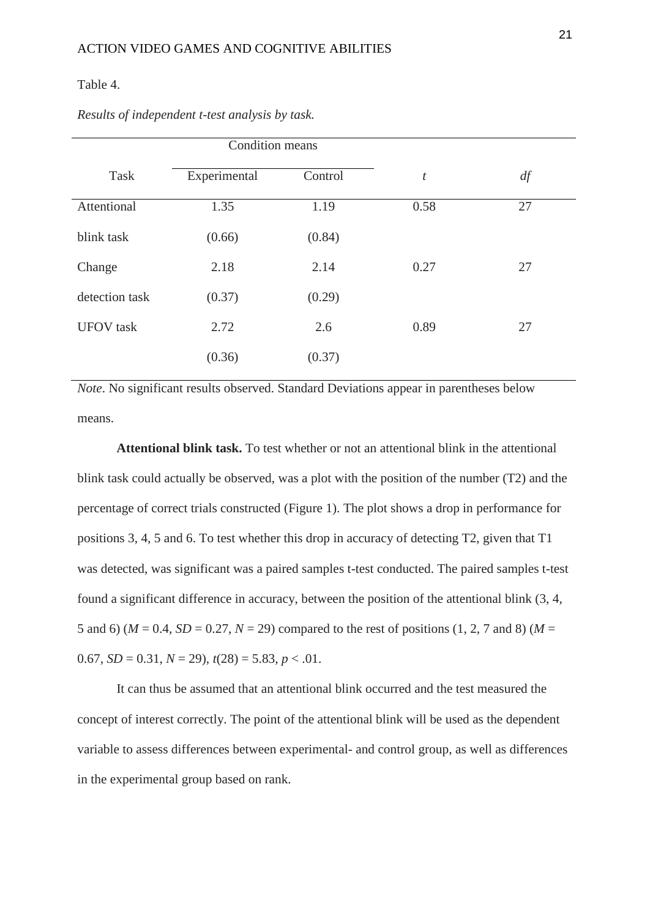Table 4.

*Results of independent t-test analysis by task.*

| Task | Condition means | | $t$ | $df$ |
|---|---|---|---|---|
| | Experimental | Control | | |
| Attentional blink task | 1.35 (0.66) | 1.19 (0.84) | 0.58 | 27 |
| Change detection task | 2.18 (0.37) | 2.14 (0.29) | 0.27 | 27 |
| UFOV task | 2.72 (0.36) | 2.6 (0.37) | 0.89 | 27 |

*Note*. No significant results observed. Standard Deviations appear in parentheses below means.

**Attentional blink task.** To test whether or not an attentional blink in the attentional blink task could actually be observed, was a plot with the position of the number (T2) and the percentage of correct trials constructed (Figure 1). The plot shows a drop in performance for positions 3, 4, 5 and 6. To test whether this drop in accuracy of detecting T2, given that T1 was detected, was significant was a paired samples t-test conducted. The paired samples t-test found a significant difference in accuracy, between the position of the attentional blink (3, 4, 5 and 6) ($M$ = 0.4, $SD$ = 0.27, $N$ = 29) compared to the rest of positions (1, 2, 7 and 8) ($M$ = 0.67, $SD$ = 0.31, $N$ = 29), $t(28) = 5.83$, $p < .01$.

It can thus be assumed that an attentional blink occurred and the test measured the concept of interest correctly. The point of the attentional blink will be used as the dependent variable to assess differences between experimental- and control group, as well as differences in the experimental group based on rank.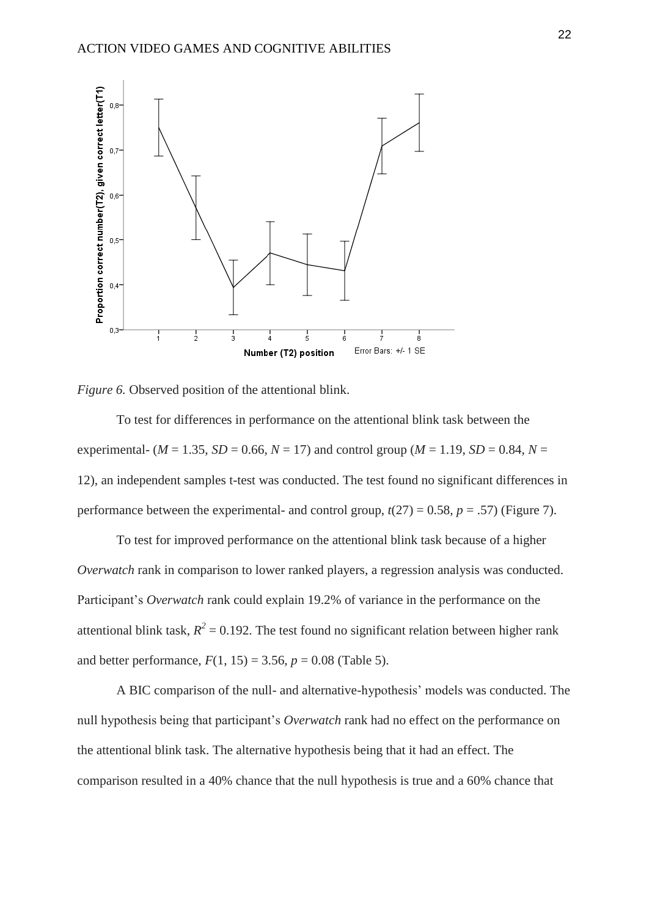*Figure 6.* Observed position of the attentional blink.

To test for differences in performance on the attentional blink task between the experimental- ($M$ = 1.35, $SD$ = 0.66, $N$ = 17) and control group ($M$ = 1.19, $SD$ = 0.84, $N$ = 12), an independent samples t-test was conducted. The test found no significant differences in performance between the experimental- and control group, $t(27) = 0.58$, $p = .57$) (Figure 7).

To test for improved performance on the attentional blink task because of a higher *Overwatch* rank in comparison to lower ranked players, a regression analysis was conducted. Participant's *Overwatch* rank could explain 19.2% of variance in the performance on the attentional blink task, $R^2 = 0.192$. The test found no significant relation between higher rank and better performance, $F(1, 15) = 3.56$, $p = 0.08$ (Table 5).

A BIC comparison of the null- and alternative-hypothesis' models was conducted. The null hypothesis being that participant's *Overwatch* rank had no effect on the performance on the attentional blink task. The alternative hypothesis being that it had an effect. The comparison resulted in a 40% chance that the null hypothesis is true and a 60% chance that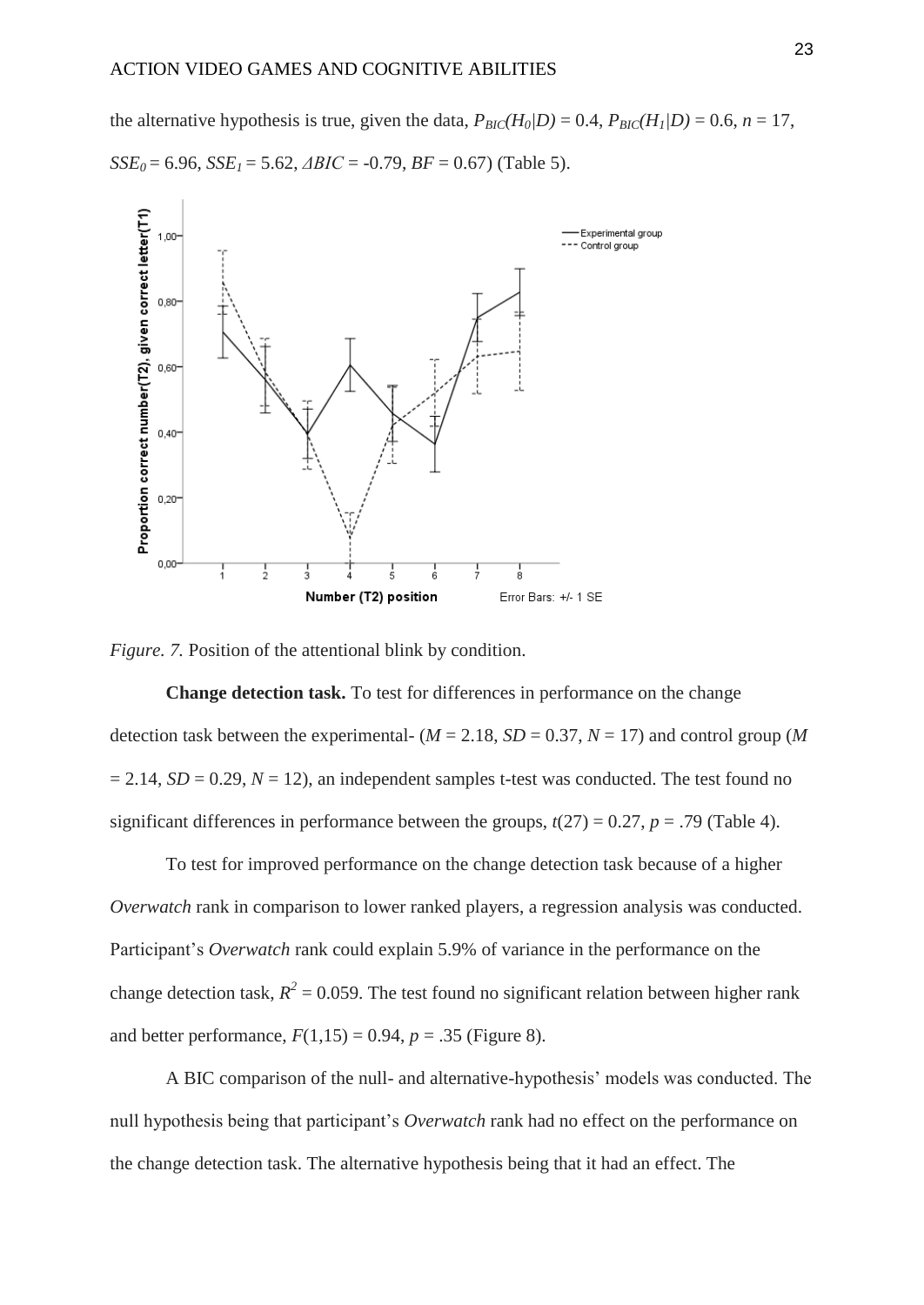the alternative hypothesis is true, given the data, $P_{BIC}(H_0|D) = 0.4$, $P_{BIC}(H_1|D) = 0.6$, $n = 17$, $SSE_0 = 6.96$, $SSE_1 = 5.62$, $\Delta BIC = -0.79$, $BF = 0.67$) (Table 5).

*Figure. 7.* Position of the attentional blink by condition.

**Change detection task.** To test for differences in performance on the change detection task between the experimental- ($M = 2.18$, $SD = 0.37$, $N = 17$) and control group ($M = 2.14$, $SD = 0.29$, $N = 12$), an independent samples t-test was conducted. The test found no significant differences in performance between the groups, $t(27) = 0.27$, $p = .79$ (Table 4).

To test for improved performance on the change detection task because of a higher *Overwatch* rank in comparison to lower ranked players, a regression analysis was conducted. Participant's *Overwatch* rank could explain 5.9% of variance in the performance on the change detection task, $R^2 = 0.059$. The test found no significant relation between higher rank and better performance, $F(1,15) = 0.94$, $p = .35$ (Figure 8).

A BIC comparison of the null- and alternative-hypothesis' models was conducted. The null hypothesis being that participant's *Overwatch* rank had no effect on the performance on the change detection task. The alternative hypothesis being that it had an effect. The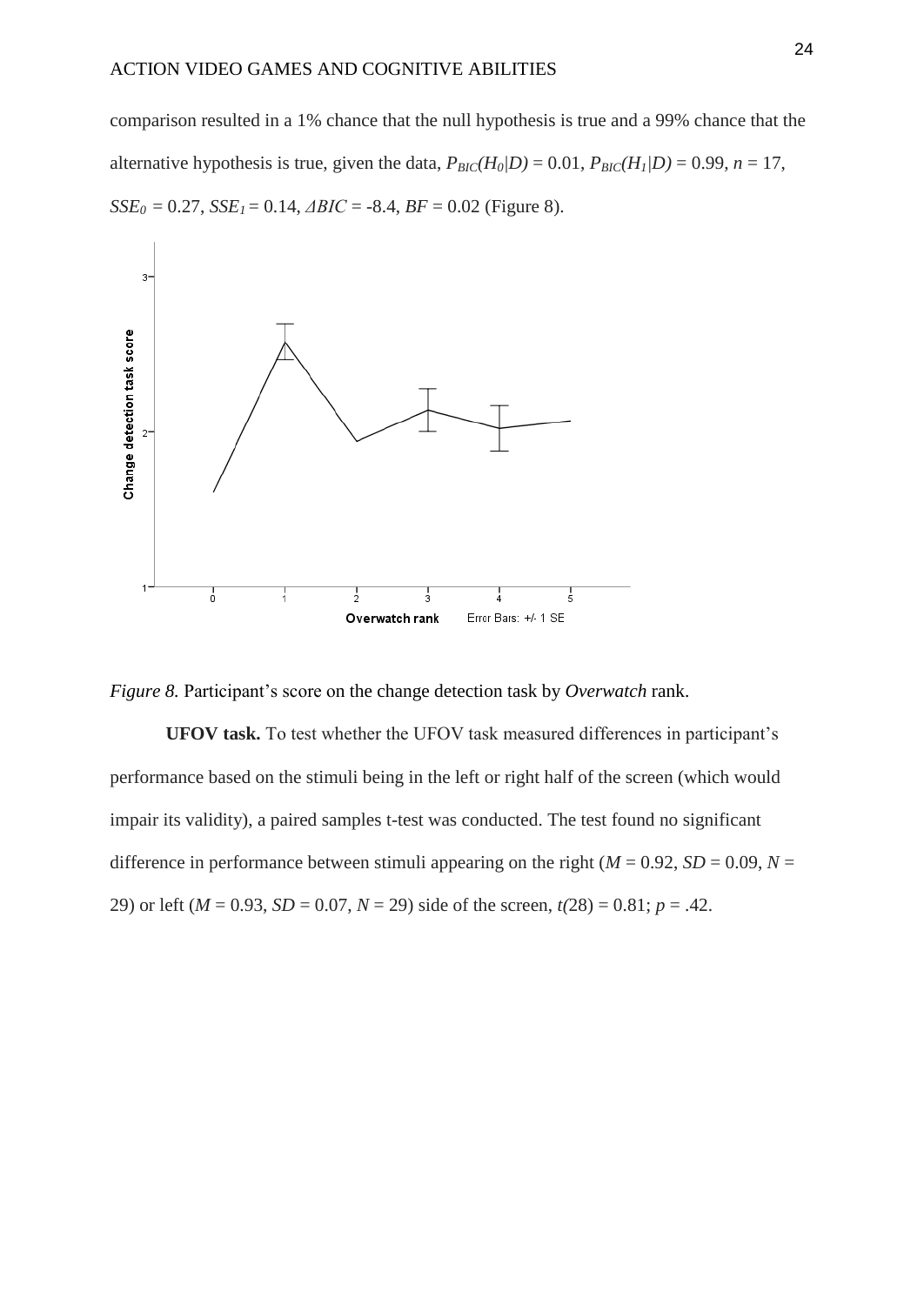comparison resulted in a 1% chance that the null hypothesis is true and a 99% chance that the alternative hypothesis is true, given the data, $P_{BIC}(H_0|D) = 0.01$, $P_{BIC}(H_1|D) = 0.99$, $n = 17$, $SSE_0 = 0.27$, $SSE_1 = 0.14$, $\Delta BIC = -8.4$, $BF = 0.02$ (Figure 8).

*Figure 8.* Participant's score on the change detection task by *Overwatch* rank.

**UFOV task.** To test whether the UFOV task measured differences in participant's performance based on the stimuli being in the left or right half of the screen (which would impair its validity), a paired samples t-test was conducted. The test found no significant difference in performance between stimuli appearing on the right ($M = 0.92$, $SD = 0.09$, $N = 29$) or left ($M = 0.93$, $SD = 0.07$, $N = 29$) side of the screen, $t(28) = 0.81$; $p = .42$.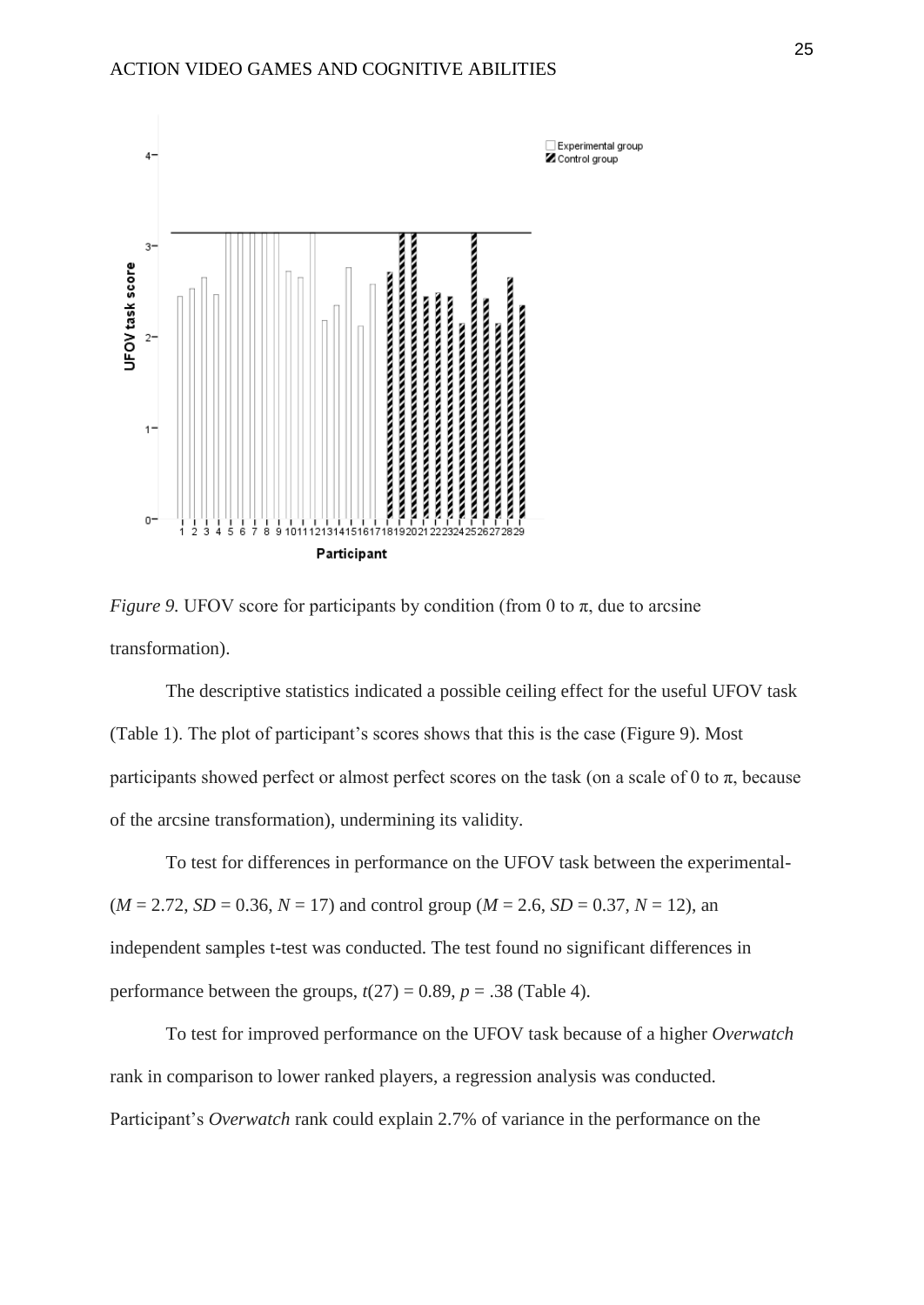*Figure 9.* UFOV score for participants by condition (from 0 to π, due to arcsine transformation).

The descriptive statistics indicated a possible ceiling effect for the useful UFOV task (Table 1). The plot of participant's scores shows that this is the case (Figure 9). Most participants showed perfect or almost perfect scores on the task (on a scale of 0 to π, because of the arcsine transformation), undermining its validity.

To test for differences in performance on the UFOV task between the experimental- ($M$ = 2.72, $SD$ = 0.36, $N$ = 17) and control group ($M$ = 2.6, $SD$ = 0.37, $N$ = 12), an independent samples t-test was conducted. The test found no significant differences in performance between the groups, $t(27) = 0.89$, $p = .38$ (Table 4).

To test for improved performance on the UFOV task because of a higher *Overwatch* rank in comparison to lower ranked players, a regression analysis was conducted. Participant's *Overwatch* rank could explain 2.7% of variance in the performance on the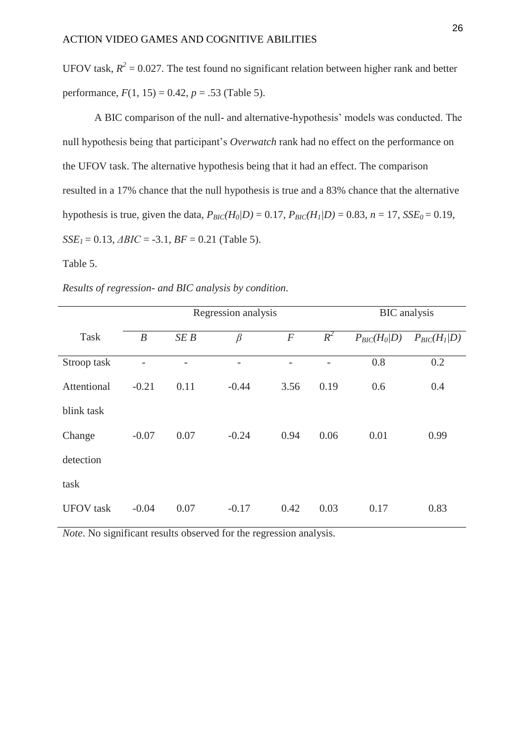UFOV task, $R^2$ = 0.027. The test found no significant relation between higher rank and better performance, $F(1, 15) = 0.42$, $p = .53$ (Table 5).

A BIC comparison of the null- and alternative-hypothesis' models was conducted. The null hypothesis being that participant's *Overwatch* rank had no effect on the performance on the UFOV task. The alternative hypothesis being that it had an effect. The comparison resulted in a 17% chance that the null hypothesis is true and a 83% chance that the alternative hypothesis is true, given the data, $P_{BIC}(H_0|D) = 0.17$, $P_{BIC}(H_1|D) = 0.83$, $n = 17$, $SSE_0 = 0.19$, $SSE_1 = 0.13$, $\Delta BIC = -3.1$, $BF = 0.21$ (Table 5).

Table 5.

*Results of regression- and BIC analysis by condition.*

| | Regression analysis | | | | | BIC analysis | |
|---|---|---|---|---|---|---|---|
| Task | $B$ | $SE\ B$ | $\beta$ | $F$ | $R^2$ | $P_{BIC}(H_0\|D)$ | $P_{BIC}(H_1\|D)$ |
| Stroop task | - | - | - | - | - | 0.8 | 0.2 |
| Attentional blink task | -0.21 | 0.11 | -0.44 | 3.56 | 0.19 | 0.6 | 0.4 |
| Change detection task | -0.07 | 0.07 | -0.24 | 0.94 | 0.06 | 0.01 | 0.99 |
| UFOV task | -0.04 | 0.07 | -0.17 | 0.42 | 0.03 | 0.17 | 0.83 |

*Note*. No significant results observed for the regression analysis.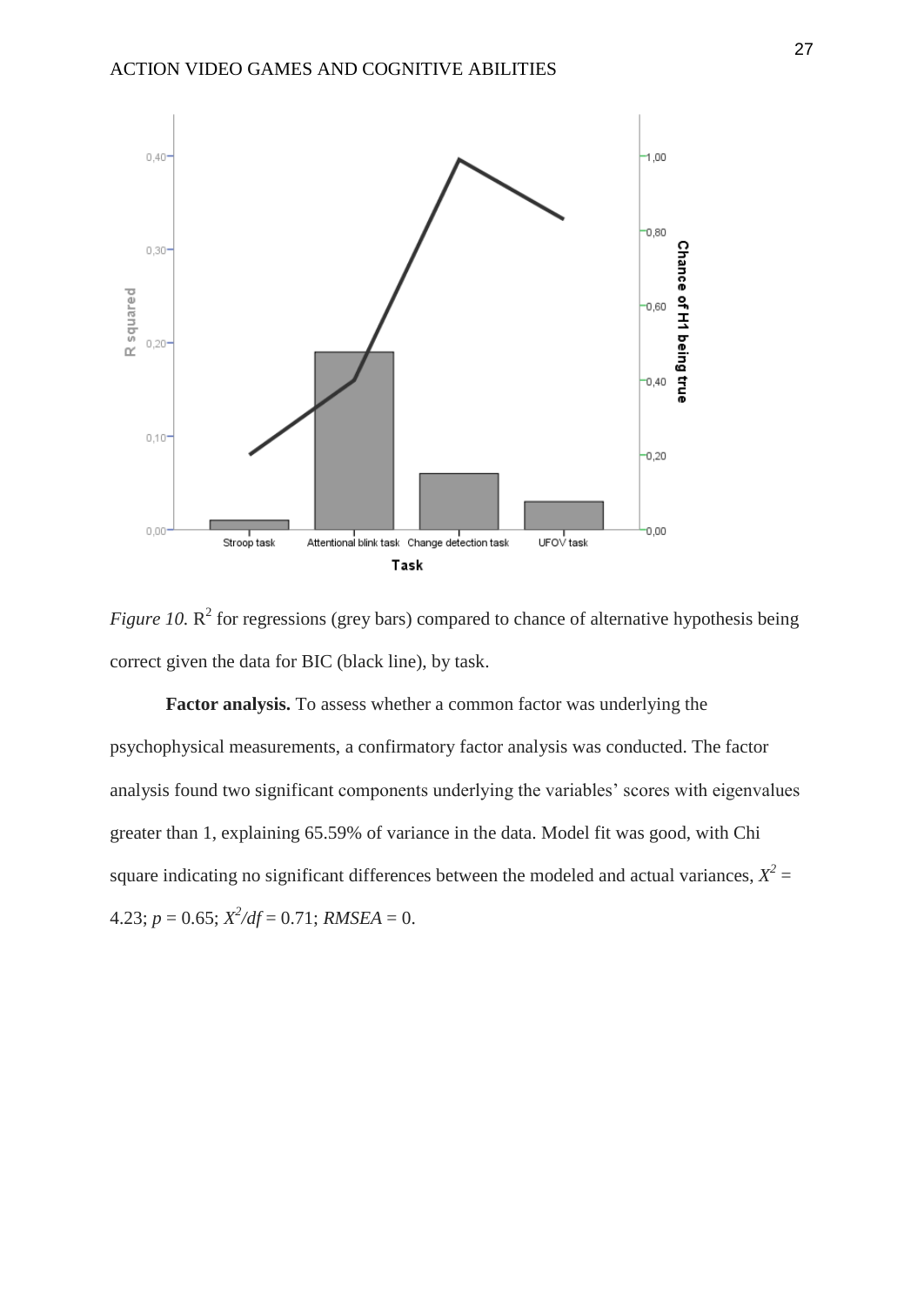*Figure 10.* $R^2$ for regressions (grey bars) compared to chance of alternative hypothesis being correct given the data for BIC (black line), by task.

**Factor analysis.** To assess whether a common factor was underlying the psychophysical measurements, a confirmatory factor analysis was conducted. The factor analysis found two significant components underlying the variables' scores with eigenvalues greater than 1, explaining 65.59% of variance in the data. Model fit was good, with Chi square indicating no significant differences between the modeled and actual variances, $X^2 = 4.23$; $p = 0.65$; $X^2/df = 0.71$; $RMSEA = 0$.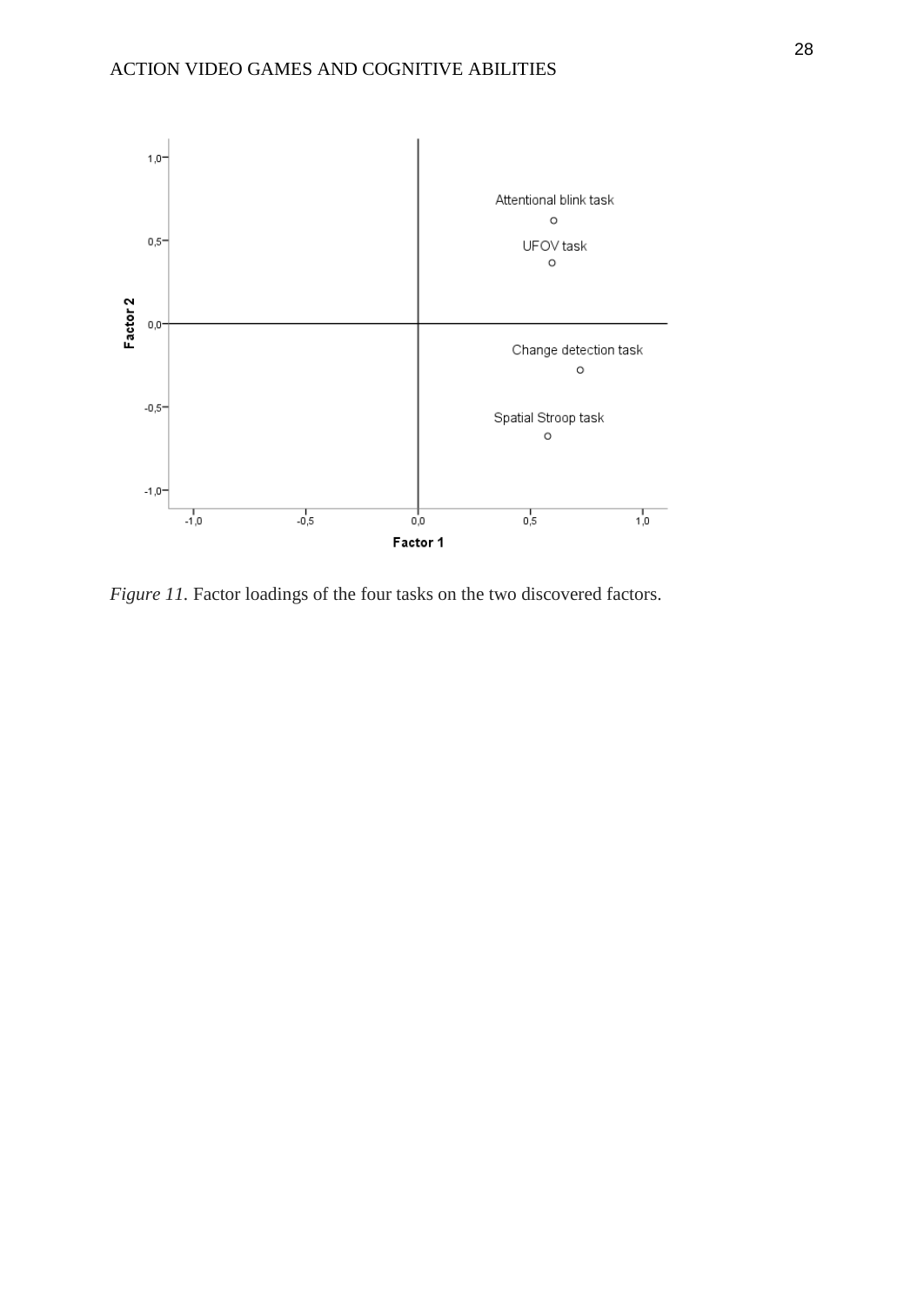*Figure 11.* Factor loadings of the four tasks on the two discovered factors.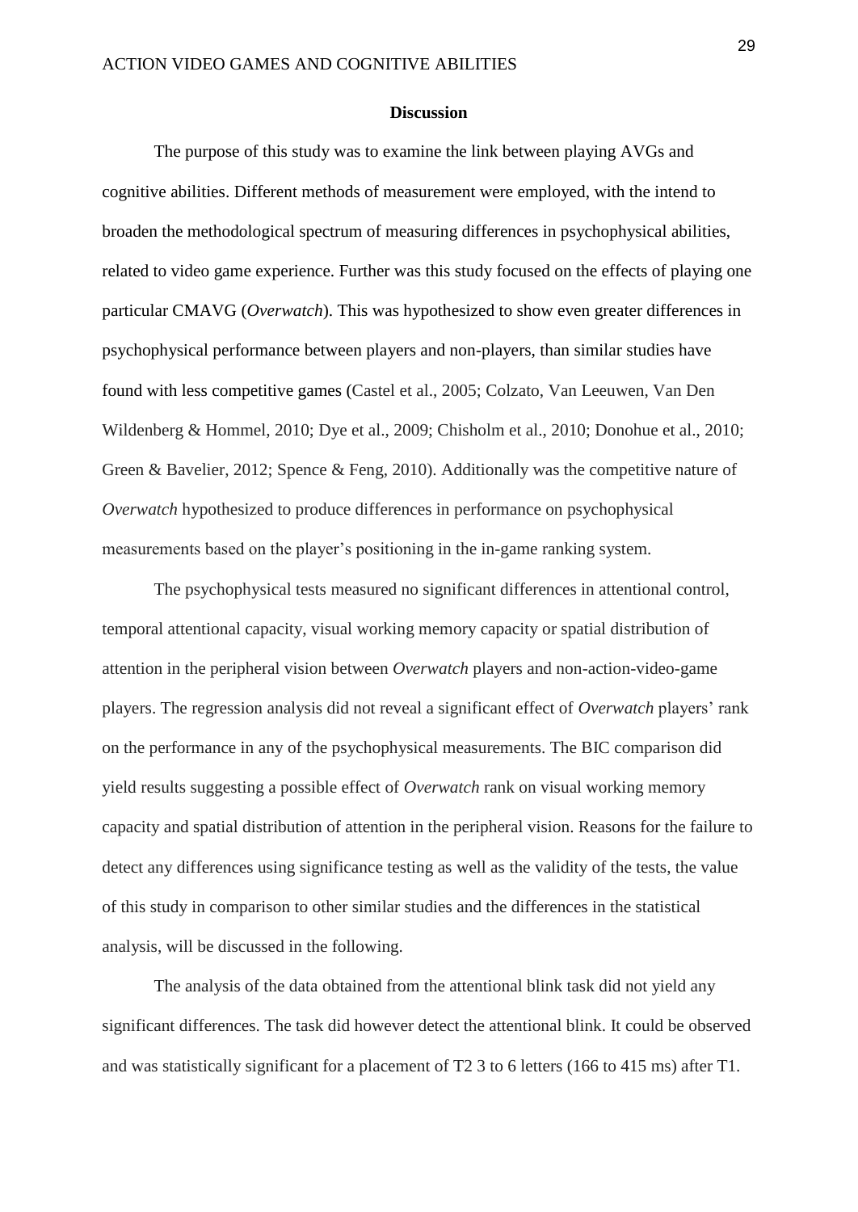## Discussion

The purpose of this study was to examine the link between playing AVGs and cognitive abilities. Different methods of measurement were employed, with the intend to broaden the methodological spectrum of measuring differences in psychophysical abilities, related to video game experience. Further was this study focused on the effects of playing one particular CMAVG (*Overwatch*). This was hypothesized to show even greater differences in psychophysical performance between players and non-players, than similar studies have found with less competitive games (Castel et al., 2005; Colzato, Van Leeuwen, Van Den Wildenberg & Hommel, 2010; Dye et al., 2009; Chisholm et al., 2010; Donohue et al., 2010; Green & Bavelier, 2012; Spence & Feng, 2010). Additionally was the competitive nature of *Overwatch* hypothesized to produce differences in performance on psychophysical measurements based on the player's positioning in the in-game ranking system.

The psychophysical tests measured no significant differences in attentional control, temporal attentional capacity, visual working memory capacity or spatial distribution of attention in the peripheral vision between *Overwatch* players and non-action-video-game players. The regression analysis did not reveal a significant effect of *Overwatch* players' rank on the performance in any of the psychophysical measurements. The BIC comparison did yield results suggesting a possible effect of *Overwatch* rank on visual working memory capacity and spatial distribution of attention in the peripheral vision. Reasons for the failure to detect any differences using significance testing as well as the validity of the tests, the value of this study in comparison to other similar studies and the differences in the statistical analysis, will be discussed in the following.

The analysis of the data obtained from the attentional blink task did not yield any significant differences. The task did however detect the attentional blink. It could be observed and was statistically significant for a placement of T2 3 to 6 letters (166 to 415 ms) after T1.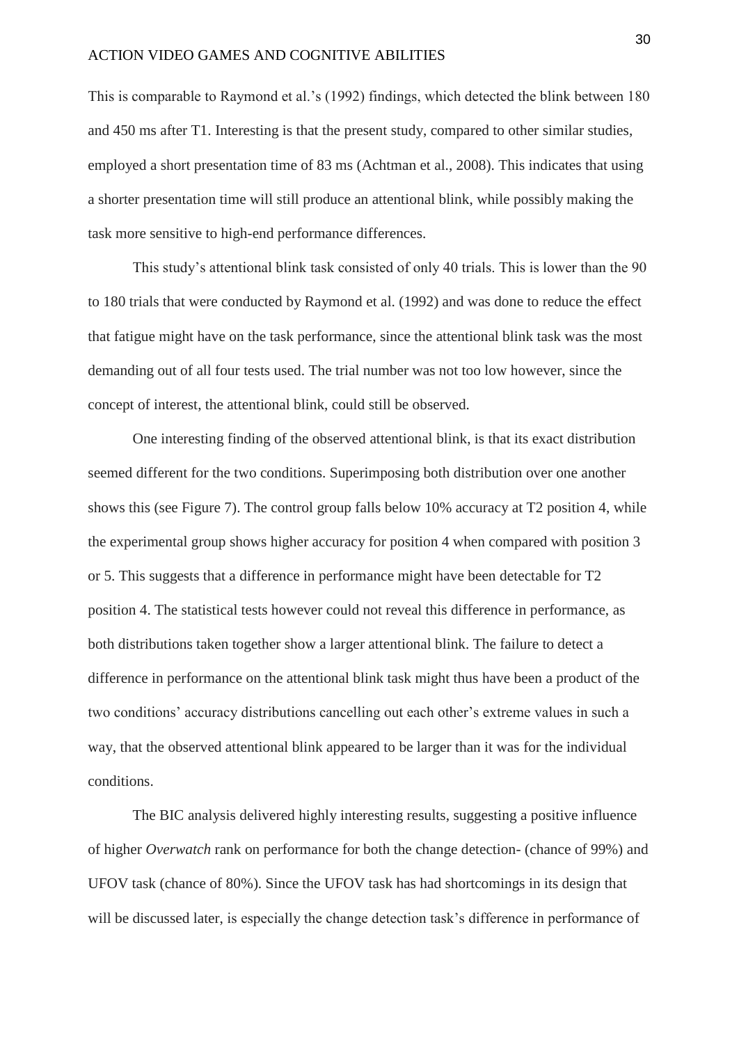This is comparable to Raymond et al.'s (1992) findings, which detected the blink between 180 and 450 ms after T1. Interesting is that the present study, compared to other similar studies, employed a short presentation time of 83 ms (Achtman et al., 2008). This indicates that using a shorter presentation time will still produce an attentional blink, while possibly making the task more sensitive to high-end performance differences.

This study's attentional blink task consisted of only 40 trials. This is lower than the 90 to 180 trials that were conducted by Raymond et al. (1992) and was done to reduce the effect that fatigue might have on the task performance, since the attentional blink task was the most demanding out of all four tests used. The trial number was not too low however, since the concept of interest, the attentional blink, could still be observed.

One interesting finding of the observed attentional blink, is that its exact distribution seemed different for the two conditions. Superimposing both distribution over one another shows this (see Figure 7). The control group falls below 10% accuracy at T2 position 4, while the experimental group shows higher accuracy for position 4 when compared with position 3 or 5. This suggests that a difference in performance might have been detectable for T2 position 4. The statistical tests however could not reveal this difference in performance, as both distributions taken together show a larger attentional blink. The failure to detect a difference in performance on the attentional blink task might thus have been a product of the two conditions' accuracy distributions cancelling out each other's extreme values in such a way, that the observed attentional blink appeared to be larger than it was for the individual conditions.

The BIC analysis delivered highly interesting results, suggesting a positive influence of higher *Overwatch* rank on performance for both the change detection- (chance of 99%) and UFOV task (chance of 80%). Since the UFOV task has had shortcomings in its design that will be discussed later, is especially the change detection task's difference in performance of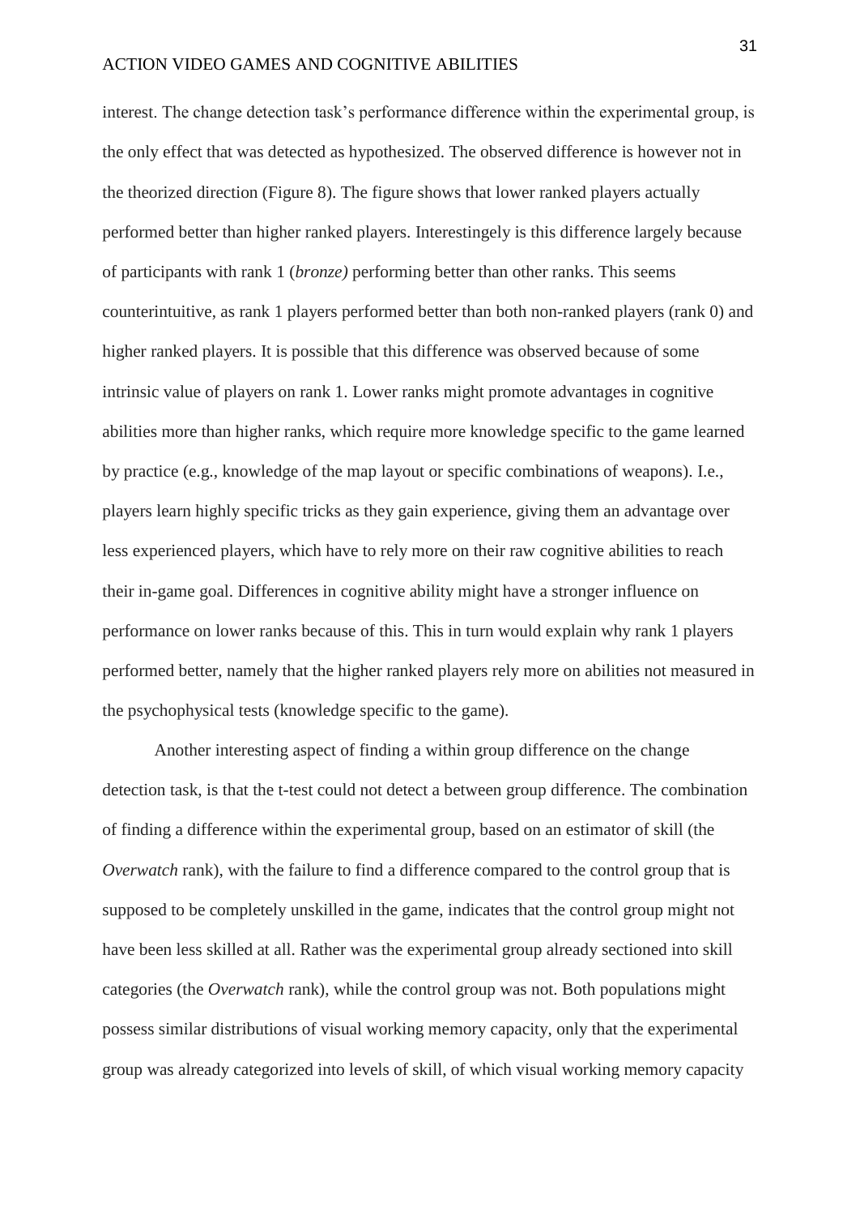interest. The change detection task's performance difference within the experimental group, is the only effect that was detected as hypothesized. The observed difference is however not in the theorized direction (Figure 8). The figure shows that lower ranked players actually performed better than higher ranked players. Interestingely is this difference largely because of participants with rank 1 (*bronze)* performing better than other ranks. This seems counterintuitive, as rank 1 players performed better than both non-ranked players (rank 0) and higher ranked players. It is possible that this difference was observed because of some intrinsic value of players on rank 1. Lower ranks might promote advantages in cognitive abilities more than higher ranks, which require more knowledge specific to the game learned by practice (e.g., knowledge of the map layout or specific combinations of weapons). I.e., players learn highly specific tricks as they gain experience, giving them an advantage over less experienced players, which have to rely more on their raw cognitive abilities to reach their in-game goal. Differences in cognitive ability might have a stronger influence on performance on lower ranks because of this. This in turn would explain why rank 1 players performed better, namely that the higher ranked players rely more on abilities not measured in the psychophysical tests (knowledge specific to the game).

Another interesting aspect of finding a within group difference on the change detection task, is that the t-test could not detect a between group difference. The combination of finding a difference within the experimental group, based on an estimator of skill (the *Overwatch* rank), with the failure to find a difference compared to the control group that is supposed to be completely unskilled in the game, indicates that the control group might not have been less skilled at all. Rather was the experimental group already sectioned into skill categories (the *Overwatch* rank), while the control group was not. Both populations might possess similar distributions of visual working memory capacity, only that the experimental group was already categorized into levels of skill, of which visual working memory capacity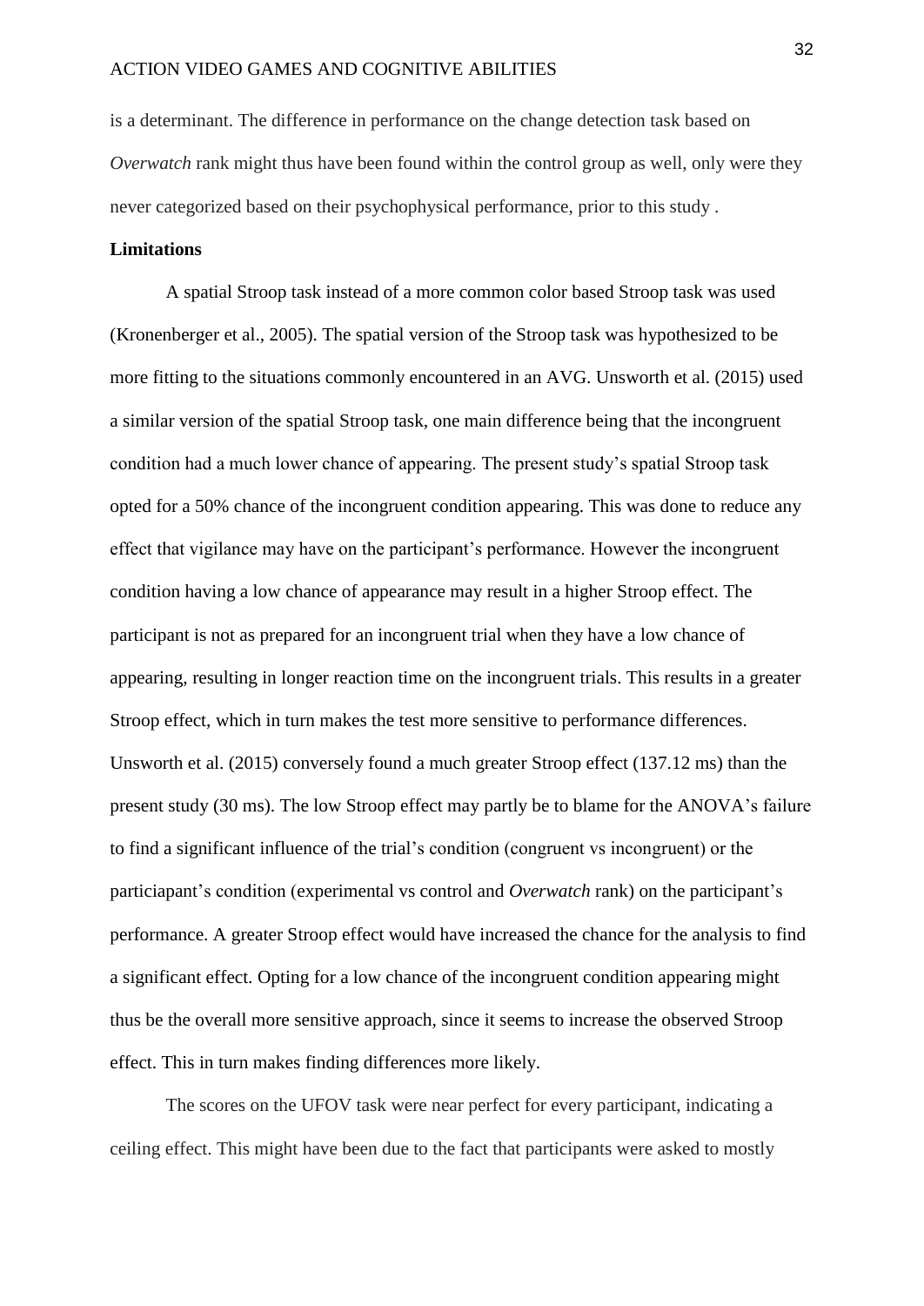is a determinant. The difference in performance on the change detection task based on *Overwatch* rank might thus have been found within the control group as well, only were they never categorized based on their psychophysical performance, prior to this study .

**Limitations**

A spatial Stroop task instead of a more common color based Stroop task was used (Kronenberger et al., 2005). The spatial version of the Stroop task was hypothesized to be more fitting to the situations commonly encountered in an AVG. Unsworth et al. (2015) used a similar version of the spatial Stroop task, one main difference being that the incongruent condition had a much lower chance of appearing. The present study's spatial Stroop task opted for a 50% chance of the incongruent condition appearing. This was done to reduce any effect that vigilance may have on the participant's performance. However the incongruent condition having a low chance of appearance may result in a higher Stroop effect. The participant is not as prepared for an incongruent trial when they have a low chance of appearing, resulting in longer reaction time on the incongruent trials. This results in a greater Stroop effect, which in turn makes the test more sensitive to performance differences. Unsworth et al. (2015) conversely found a much greater Stroop effect (137.12 ms) than the present study (30 ms). The low Stroop effect may partly be to blame for the ANOVA's failure to find a significant influence of the trial's condition (congruent vs incongruent) or the particiapant's condition (experimental vs control and *Overwatch* rank) on the participant's performance. A greater Stroop effect would have increased the chance for the analysis to find a significant effect. Opting for a low chance of the incongruent condition appearing might thus be the overall more sensitive approach, since it seems to increase the observed Stroop effect. This in turn makes finding differences more likely.

The scores on the UFOV task were near perfect for every participant, indicating a ceiling effect. This might have been due to the fact that participants were asked to mostly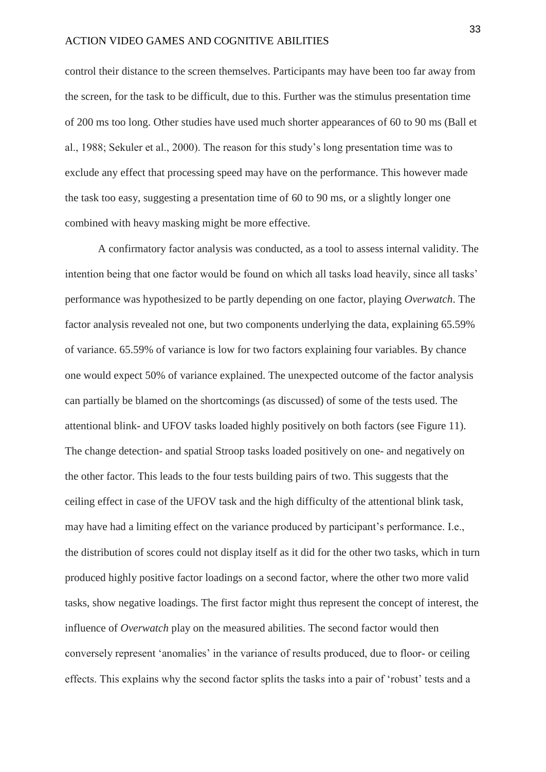control their distance to the screen themselves. Participants may have been too far away from the screen, for the task to be difficult, due to this. Further was the stimulus presentation time of 200 ms too long. Other studies have used much shorter appearances of 60 to 90 ms (Ball et al., 1988; Sekuler et al., 2000). The reason for this study's long presentation time was to exclude any effect that processing speed may have on the performance. This however made the task too easy, suggesting a presentation time of 60 to 90 ms, or a slightly longer one combined with heavy masking might be more effective.

A confirmatory factor analysis was conducted, as a tool to assess internal validity. The intention being that one factor would be found on which all tasks load heavily, since all tasks' performance was hypothesized to be partly depending on one factor, playing *Overwatch*. The factor analysis revealed not one, but two components underlying the data, explaining 65.59% of variance. 65.59% of variance is low for two factors explaining four variables. By chance one would expect 50% of variance explained. The unexpected outcome of the factor analysis can partially be blamed on the shortcomings (as discussed) of some of the tests used. The attentional blink- and UFOV tasks loaded highly positively on both factors (see Figure 11). The change detection- and spatial Stroop tasks loaded positively on one- and negatively on the other factor. This leads to the four tests building pairs of two. This suggests that the ceiling effect in case of the UFOV task and the high difficulty of the attentional blink task, may have had a limiting effect on the variance produced by participant's performance. I.e., the distribution of scores could not display itself as it did for the other two tasks, which in turn produced highly positive factor loadings on a second factor, where the other two more valid tasks, show negative loadings. The first factor might thus represent the concept of interest, the influence of *Overwatch* play on the measured abilities. The second factor would then conversely represent 'anomalies' in the variance of results produced, due to floor- or ceiling effects. This explains why the second factor splits the tasks into a pair of 'robust' tests and a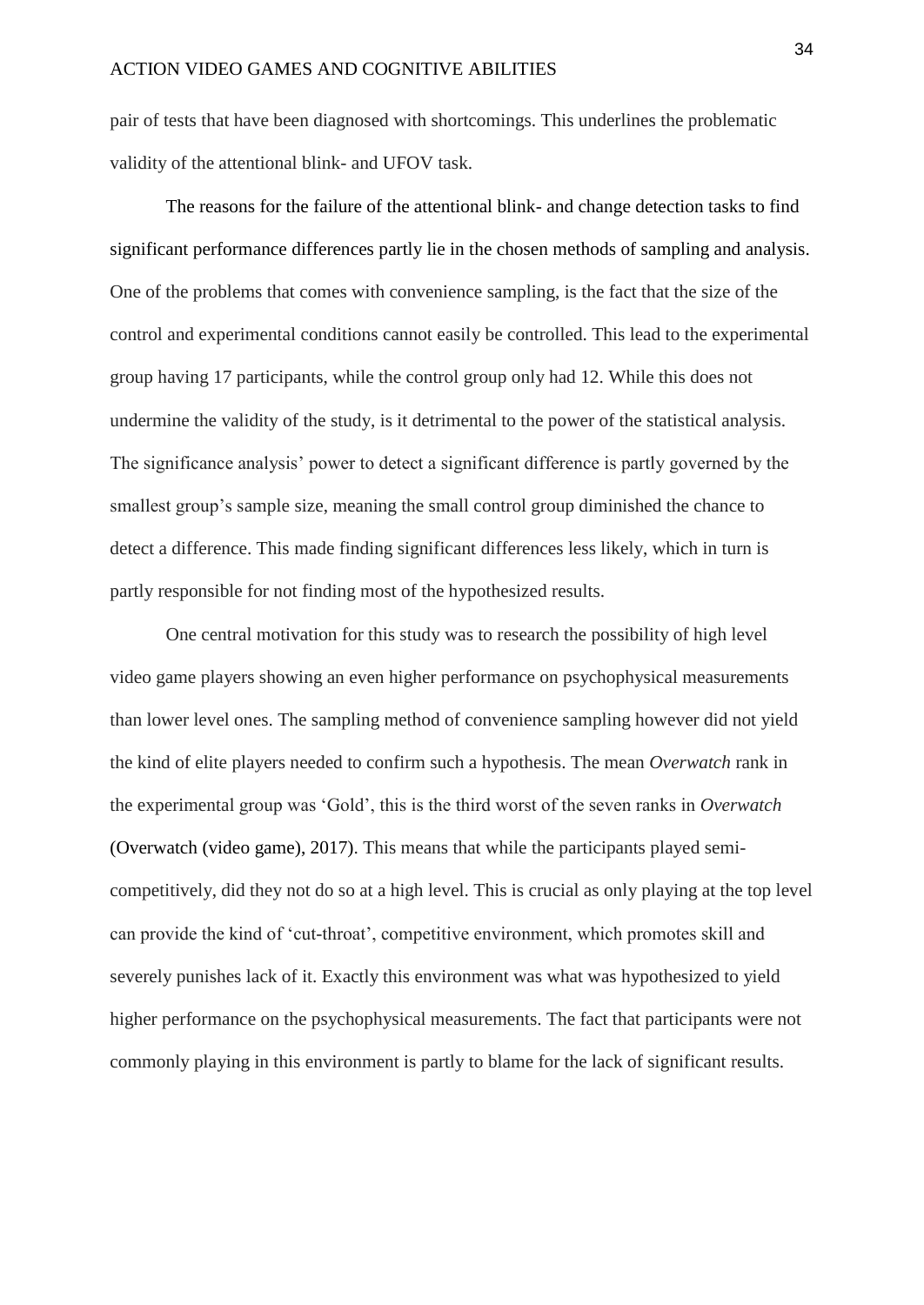pair of tests that have been diagnosed with shortcomings. This underlines the problematic validity of the attentional blink- and UFOV task.

The reasons for the failure of the attentional blink- and change detection tasks to find significant performance differences partly lie in the chosen methods of sampling and analysis. One of the problems that comes with convenience sampling, is the fact that the size of the control and experimental conditions cannot easily be controlled. This lead to the experimental group having 17 participants, while the control group only had 12. While this does not undermine the validity of the study, is it detrimental to the power of the statistical analysis. The significance analysis' power to detect a significant difference is partly governed by the smallest group's sample size, meaning the small control group diminished the chance to detect a difference. This made finding significant differences less likely, which in turn is partly responsible for not finding most of the hypothesized results.

One central motivation for this study was to research the possibility of high level video game players showing an even higher performance on psychophysical measurements than lower level ones. The sampling method of convenience sampling however did not yield the kind of elite players needed to confirm such a hypothesis. The mean *Overwatch* rank in the experimental group was 'Gold', this is the third worst of the seven ranks in *Overwatch* (Overwatch (video game), 2017). This means that while the participants played semi-competitively, did they not do so at a high level. This is crucial as only playing at the top level can provide the kind of 'cut-throat', competitive environment, which promotes skill and severely punishes lack of it. Exactly this environment was what was hypothesized to yield higher performance on the psychophysical measurements. The fact that participants were not commonly playing in this environment is partly to blame for the lack of significant results.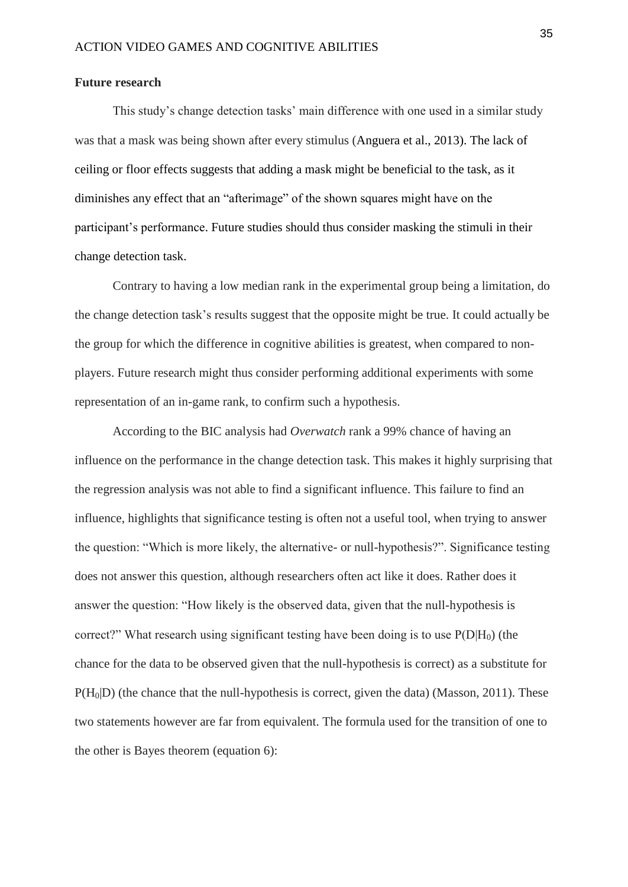**Future research**

This study's change detection tasks' main difference with one used in a similar study was that a mask was being shown after every stimulus (Anguera et al., 2013). The lack of ceiling or floor effects suggests that adding a mask might be beneficial to the task, as it diminishes any effect that an "afterimage" of the shown squares might have on the participant's performance. Future studies should thus consider masking the stimuli in their change detection task.

Contrary to having a low median rank in the experimental group being a limitation, do the change detection task's results suggest that the opposite might be true. It could actually be the group for which the difference in cognitive abilities is greatest, when compared to non-players. Future research might thus consider performing additional experiments with some representation of an in-game rank, to confirm such a hypothesis.

According to the BIC analysis had *Overwatch* rank a 99% chance of having an influence on the performance in the change detection task. This makes it highly surprising that the regression analysis was not able to find a significant influence. This failure to find an influence, highlights that significance testing is often not a useful tool, when trying to answer the question: "Which is more likely, the alternative- or null-hypothesis?". Significance testing does not answer this question, although researchers often act like it does. Rather does it answer the question: "How likely is the observed data, given that the null-hypothesis is correct?" What research using significant testing have been doing is to use $P(D|H_0)$ (the chance for the data to be observed given that the null-hypothesis is correct) as a substitute for $P(H_0|D)$ (the chance that the null-hypothesis is correct, given the data) (Masson, 2011). These two statements however are far from equivalent. The formula used for the transition of one to the other is Bayes theorem (equation 6):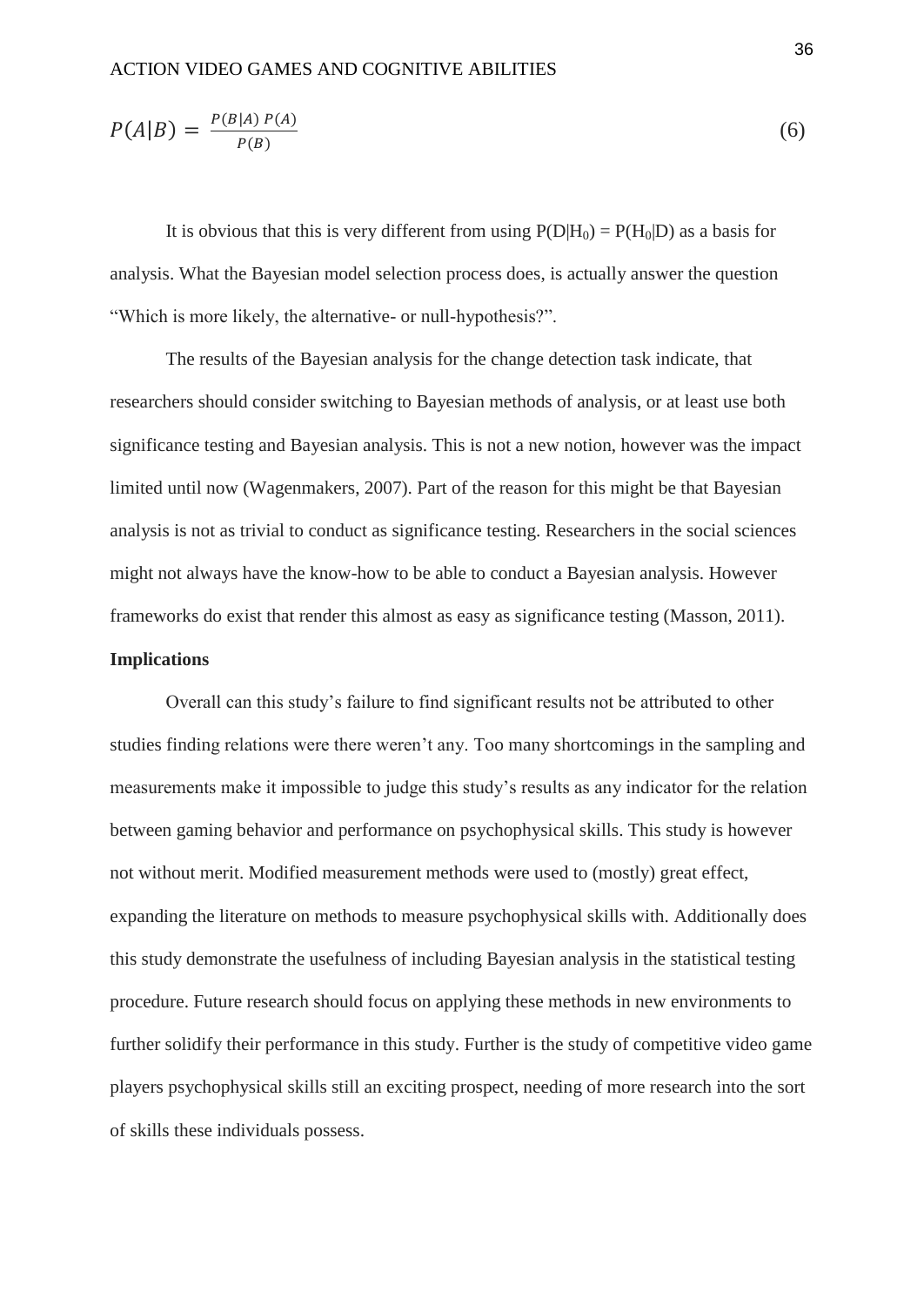$$P(A|B) = \frac{P(B|A)\,P(A)}{P(B)} \tag{6}$$

It is obvious that this is very different from using $P(D|H_0) = P(H_0|D)$ as a basis for analysis. What the Bayesian model selection process does, is actually answer the question "Which is more likely, the alternative- or null-hypothesis?".

The results of the Bayesian analysis for the change detection task indicate, that researchers should consider switching to Bayesian methods of analysis, or at least use both significance testing and Bayesian analysis. This is not a new notion, however was the impact limited until now (Wagenmakers, 2007). Part of the reason for this might be that Bayesian analysis is not as trivial to conduct as significance testing. Researchers in the social sciences might not always have the know-how to be able to conduct a Bayesian analysis. However frameworks do exist that render this almost as easy as significance testing (Masson, 2011).

**Implications**

Overall can this study's failure to find significant results not be attributed to other studies finding relations were there weren't any. Too many shortcomings in the sampling and measurements make it impossible to judge this study's results as any indicator for the relation between gaming behavior and performance on psychophysical skills. This study is however not without merit. Modified measurement methods were used to (mostly) great effect, expanding the literature on methods to measure psychophysical skills with. Additionally does this study demonstrate the usefulness of including Bayesian analysis in the statistical testing procedure. Future research should focus on applying these methods in new environments to further solidify their performance in this study. Further is the study of competitive video game players psychophysical skills still an exciting prospect, needing of more research into the sort of skills these individuals possess.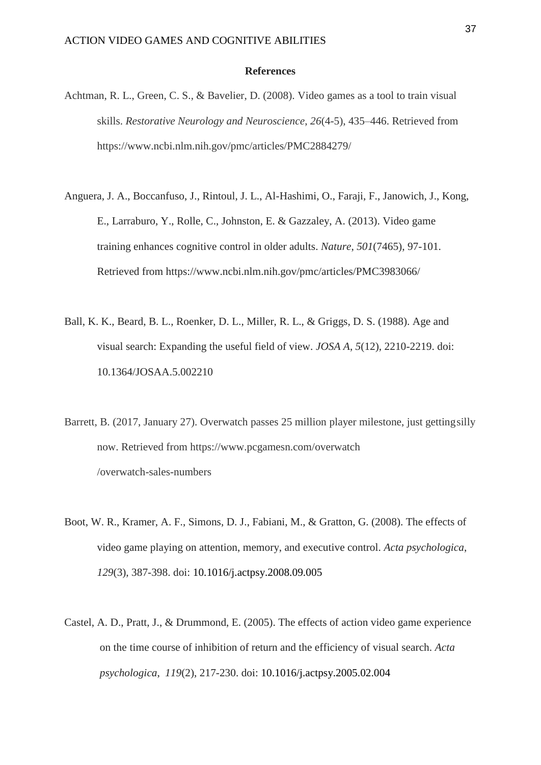## References

Achtman, R. L., Green, C. S., & Bavelier, D. (2008). Video games as a tool to train visual skills. *Restorative Neurology and Neuroscience*, *26*(4-5), 435–446. Retrieved from https://www.ncbi.nlm.nih.gov/pmc/articles/PMC2884279/

Anguera, J. A., Boccanfuso, J., Rintoul, J. L., Al-Hashimi, O., Faraji, F., Janowich, J., Kong, E., Larraburo, Y., Rolle, C., Johnston, E. & Gazzaley, A. (2013). Video game training enhances cognitive control in older adults. *Nature*, *501*(7465), 97-101. Retrieved from https://www.ncbi.nlm.nih.gov/pmc/articles/PMC3983066/

Ball, K. K., Beard, B. L., Roenker, D. L., Miller, R. L., & Griggs, D. S. (1988). Age and visual search: Expanding the useful field of view. *JOSA A*, *5*(12), 2210-2219. doi: 10.1364/JOSAA.5.002210

Barrett, B. (2017, January 27). Overwatch passes 25 million player milestone, just getting silly now. Retrieved from https://www.pcgamesn.com/overwatch/overwatch-sales-numbers

Boot, W. R., Kramer, A. F., Simons, D. J., Fabiani, M., & Gratton, G. (2008). The effects of video game playing on attention, memory, and executive control. *Acta psychologica*, *129*(3), 387-398. doi: 10.1016/j.actpsy.2008.09.005

Castel, A. D., Pratt, J., & Drummond, E. (2005). The effects of action video game experience on the time course of inhibition of return and the efficiency of visual search. *Acta psychologica*, *119*(2), 217-230. doi: 10.1016/j.actpsy.2005.02.004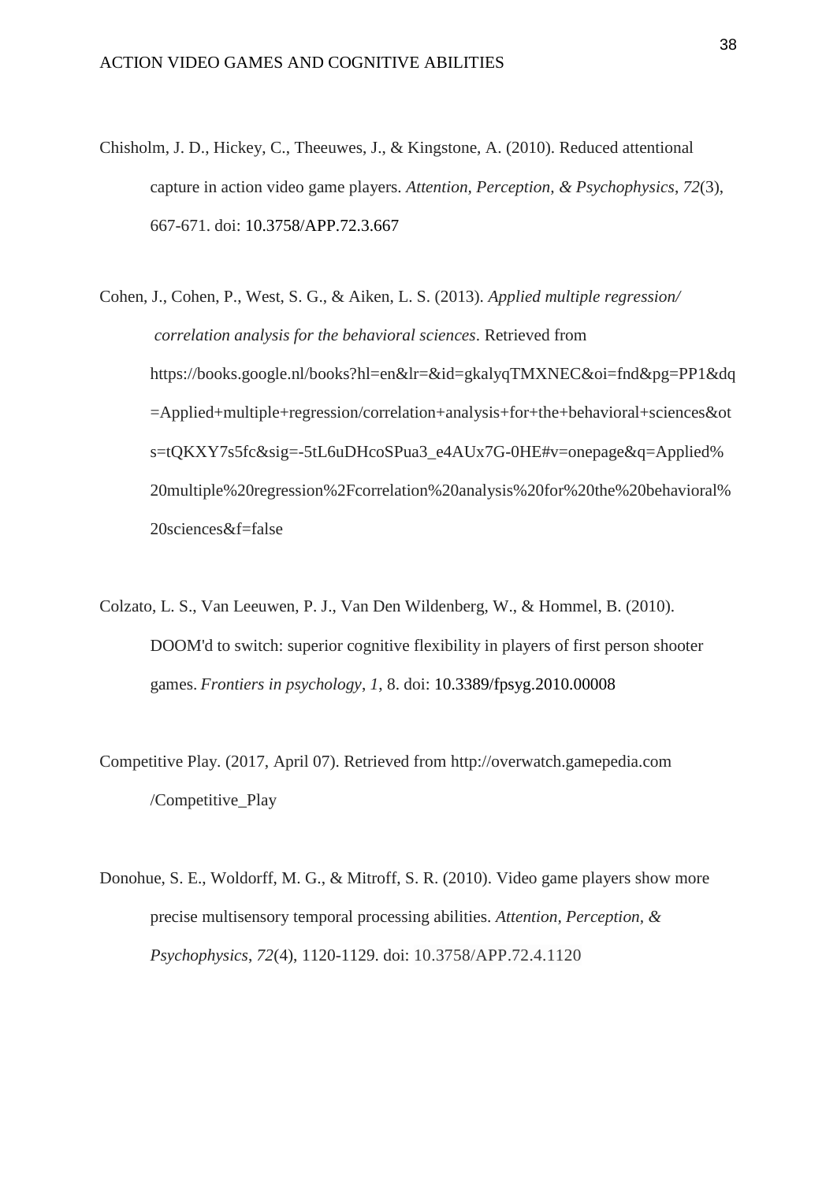Chisholm, J. D., Hickey, C., Theeuwes, J., & Kingstone, A. (2010). Reduced attentional capture in action video game players. *Attention, Perception, & Psychophysics*, *72*(3), 667-671. doi: 10.3758/APP.72.3.667

Cohen, J., Cohen, P., West, S. G., & Aiken, L. S. (2013). *Applied multiple regression/ correlation analysis for the behavioral sciences*. Retrieved from https://books.google.nl/books?hl=en&lr=&id=gkalyqTMXNEC&oi=fnd&pg=PP1&dq=Applied+multiple+regression/correlation+analysis+for+the+behavioral+sciences&ots=tQKXY7s5fc&sig=-5tL6uDHcoSPua3_e4AUx7G-0HE#v=onepage&q=Applied%20multiple%20regression%2Fcorrelation%20analysis%20for%20the%20behavioral%20sciences&f=false

Colzato, L. S., Van Leeuwen, P. J., Van Den Wildenberg, W., & Hommel, B. (2010). DOOM'd to switch: superior cognitive flexibility in players of first person shooter games. *Frontiers in psychology*, *1*, 8. doi: 10.3389/fpsyg.2010.00008

Competitive Play. (2017, April 07). Retrieved from http://overwatch.gamepedia.com /Competitive_Play

Donohue, S. E., Woldorff, M. G., & Mitroff, S. R. (2010). Video game players show more precise multisensory temporal processing abilities. *Attention, Perception, & Psychophysics*, *72*(4), 1120-1129. doi: 10.3758/APP.72.4.1120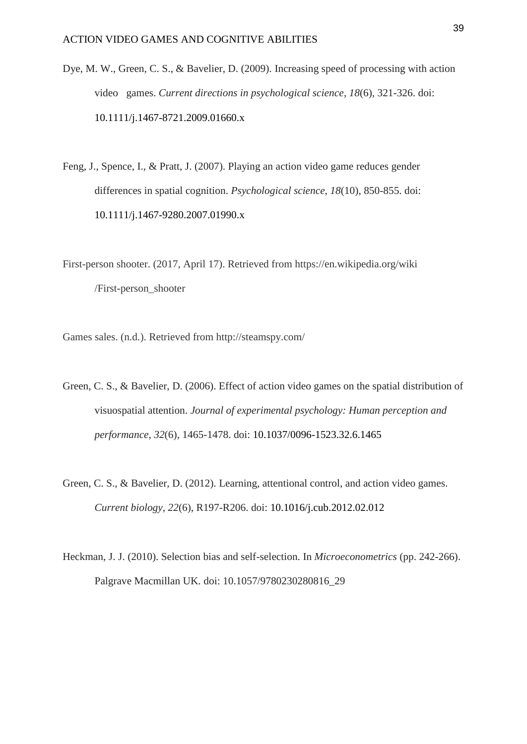Dye, M. W., Green, C. S., & Bavelier, D. (2009). Increasing speed of processing with action video games. *Current directions in psychological science*, *18*(6), 321-326. doi: 10.1111/j.1467-8721.2009.01660.x

Feng, J., Spence, I., & Pratt, J. (2007). Playing an action video game reduces gender differences in spatial cognition. *Psychological science*, *18*(10), 850-855. doi: 10.1111/j.1467-9280.2007.01990.x

First-person shooter. (2017, April 17). Retrieved from https://en.wikipedia.org/wiki /First-person_shooter

Games sales. (n.d.). Retrieved from http://steamspy.com/

Green, C. S., & Bavelier, D. (2006). Effect of action video games on the spatial distribution of visuospatial attention. *Journal of experimental psychology: Human perception and performance*, *32*(6), 1465-1478. doi: 10.1037/0096-1523.32.6.1465

Green, C. S., & Bavelier, D. (2012). Learning, attentional control, and action video games. *Current biology*, *22*(6), R197-R206. doi: 10.1016/j.cub.2012.02.012

Heckman, J. J. (2010). Selection bias and self-selection. In *Microeconometrics* (pp. 242-266). Palgrave Macmillan UK. doi: 10.1057/9780230280816_29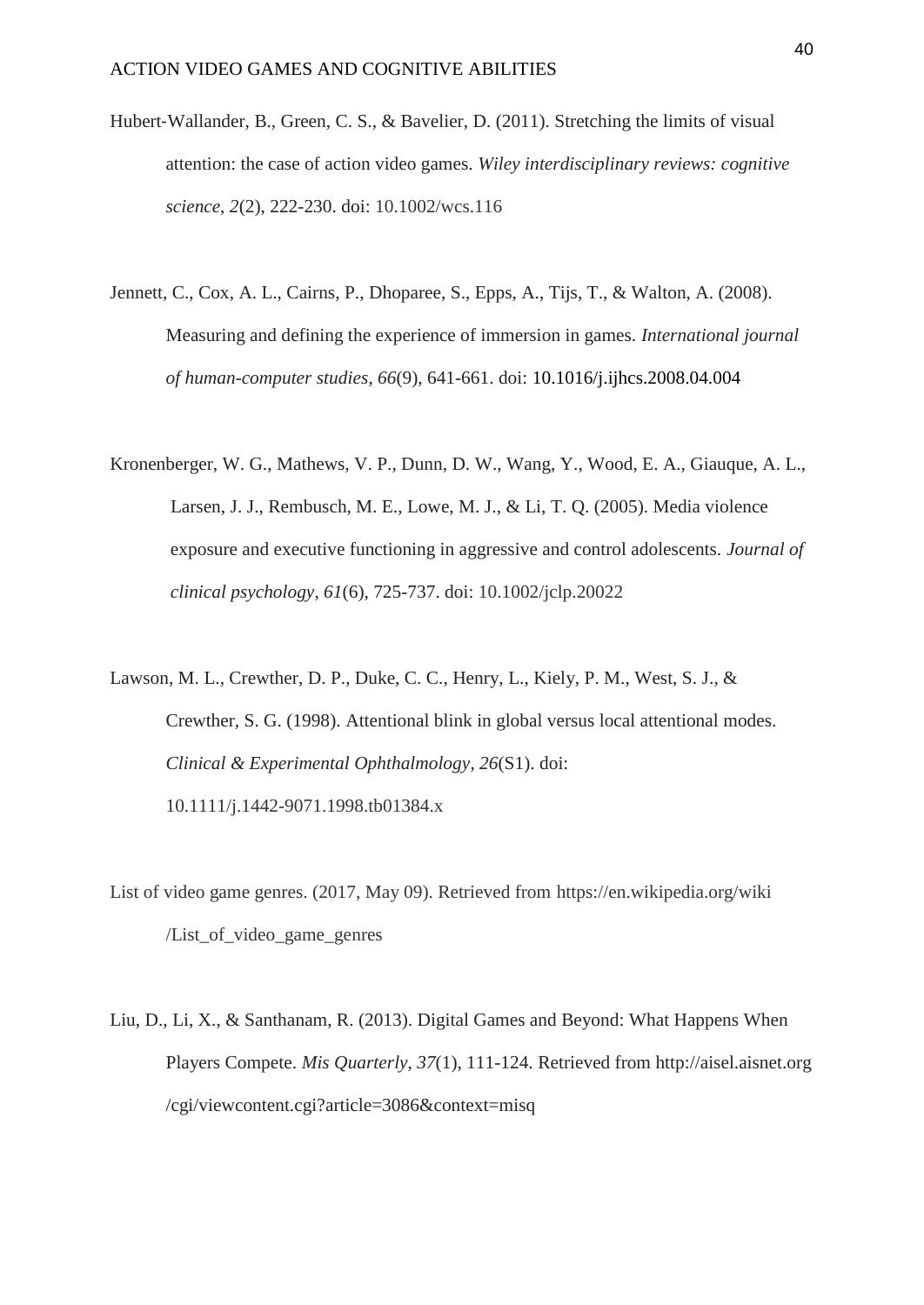Hubert-Wallander, B., Green, C. S., & Bavelier, D. (2011). Stretching the limits of visual attention: the case of action video games. *Wiley interdisciplinary reviews: cognitive science*, *2*(2), 222-230. doi: 10.1002/wcs.116

Jennett, C., Cox, A. L., Cairns, P., Dhoparee, S., Epps, A., Tijs, T., & Walton, A. (2008). Measuring and defining the experience of immersion in games. *International journal of human-computer studies*, *66*(9), 641-661. doi: 10.1016/j.ijhcs.2008.04.004

Kronenberger, W. G., Mathews, V. P., Dunn, D. W., Wang, Y., Wood, E. A., Giauque, A. L., Larsen, J. J., Rembusch, M. E., Lowe, M. J., & Li, T. Q. (2005). Media violence exposure and executive functioning in aggressive and control adolescents. *Journal of clinical psychology*, *61*(6), 725-737. doi: 10.1002/jclp.20022

Lawson, M. L., Crewther, D. P., Duke, C. C., Henry, L., Kiely, P. M., West, S. J., & Crewther, S. G. (1998). Attentional blink in global versus local attentional modes. *Clinical & Experimental Ophthalmology*, *26*(S1). doi: 10.1111/j.1442-9071.1998.tb01384.x

List of video game genres. (2017, May 09). Retrieved from https://en.wikipedia.org/wiki /List_of_video_game_genres

Liu, D., Li, X., & Santhanam, R. (2013). Digital Games and Beyond: What Happens When Players Compete. *Mis Quarterly*, *37*(1), 111-124. Retrieved from http://aisel.aisnet.org /cgi/viewcontent.cgi?article=3086&context=misq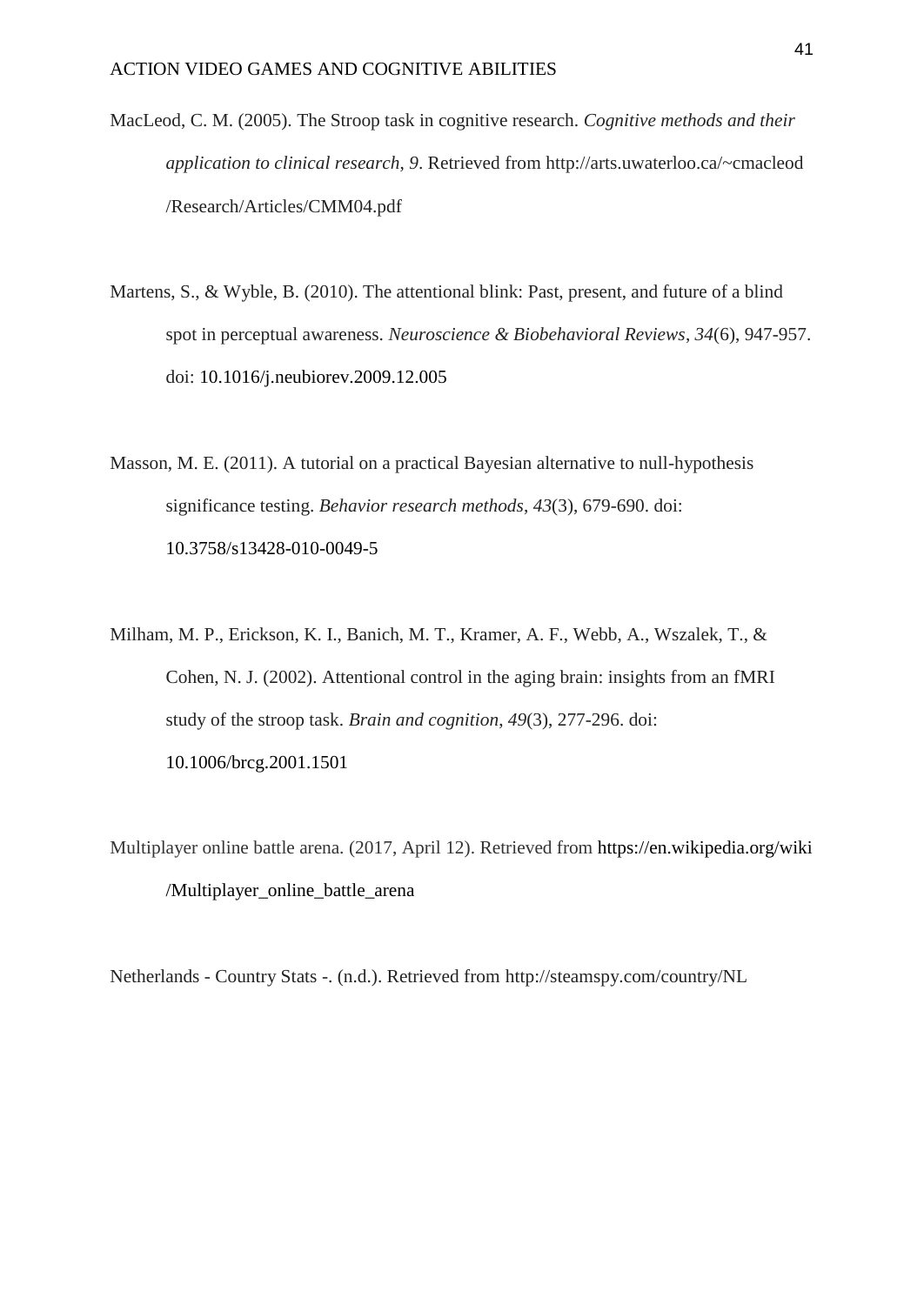MacLeod, C. M. (2005). The Stroop task in cognitive research. *Cognitive methods and their application to clinical research, 9*. Retrieved from http://arts.uwaterloo.ca/~cmacleod /Research/Articles/CMM04.pdf

Martens, S., & Wyble, B. (2010). The attentional blink: Past, present, and future of a blind spot in perceptual awareness. *Neuroscience & Biobehavioral Reviews*, *34*(6), 947-957. doi: 10.1016/j.neubiorev.2009.12.005

Masson, M. E. (2011). A tutorial on a practical Bayesian alternative to null-hypothesis significance testing. *Behavior research methods*, *43*(3), 679-690. doi: 10.3758/s13428-010-0049-5

Milham, M. P., Erickson, K. I., Banich, M. T., Kramer, A. F., Webb, A., Wszalek, T., & Cohen, N. J. (2002). Attentional control in the aging brain: insights from an fMRI study of the stroop task. *Brain and cognition*, *49*(3), 277-296. doi: 10.1006/brcg.2001.1501

Multiplayer online battle arena. (2017, April 12). Retrieved from https://en.wikipedia.org/wiki /Multiplayer_online_battle_arena

Netherlands - Country Stats -. (n.d.). Retrieved from http://steamspy.com/country/NL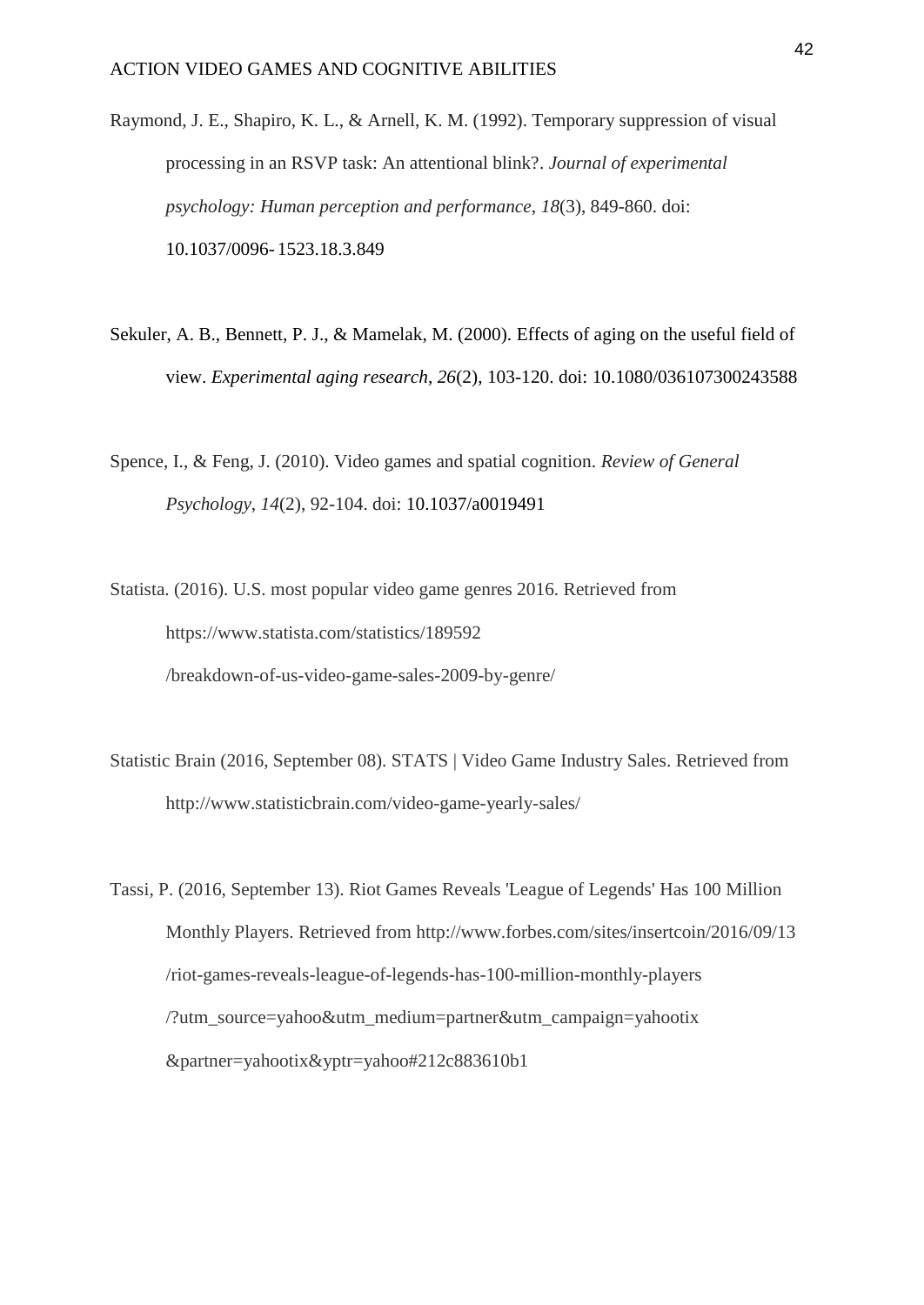Raymond, J. E., Shapiro, K. L., & Arnell, K. M. (1992). Temporary suppression of visual processing in an RSVP task: An attentional blink?. *Journal of experimental psychology: Human perception and performance*, *18*(3), 849-860. doi: 10.1037/0096-1523.18.3.849

Sekuler, A. B., Bennett, P. J., & Mamelak, M. (2000). Effects of aging on the useful field of view. *Experimental aging research, 26*(2), 103-120. doi: 10.1080/036107300243588

Spence, I., & Feng, J. (2010). Video games and spatial cognition. *Review of General Psychology*, *14*(2), 92-104. doi: 10.1037/a0019491

Statista. (2016). U.S. most popular video game genres 2016. Retrieved from https://www.statista.com/statistics/189592 /breakdown-of-us-video-game-sales-2009-by-genre/

Statistic Brain (2016, September 08). STATS | Video Game Industry Sales. Retrieved from http://www.statisticbrain.com/video-game-yearly-sales/

Tassi, P. (2016, September 13). Riot Games Reveals 'League of Legends' Has 100 Million Monthly Players. Retrieved from http://www.forbes.com/sites/insertcoin/2016/09/13 /riot-games-reveals-league-of-legends-has-100-million-monthly-players /?utm_source=yahoo&utm_medium=partner&utm_campaign=yahootix &partner=yahootix&yptr=yahoo#212c883610b1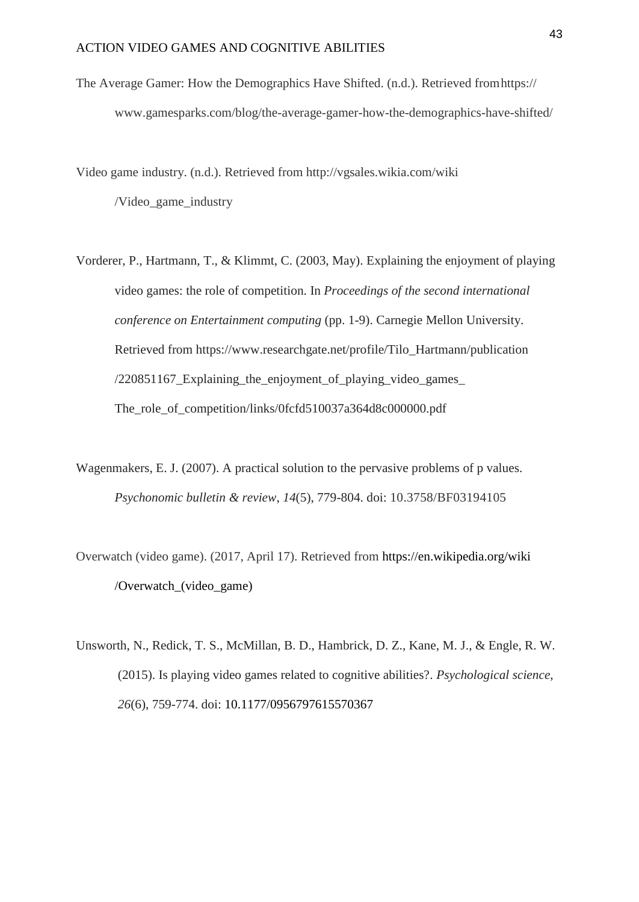The Average Gamer: How the Demographics Have Shifted. (n.d.). Retrieved from https:// www.gamesparks.com/blog/the-average-gamer-how-the-demographics-have-shifted/

Video game industry. (n.d.). Retrieved from http://vgsales.wikia.com/wiki /Video_game_industry

Vorderer, P., Hartmann, T., & Klimmt, C. (2003, May). Explaining the enjoyment of playing video games: the role of competition. In *Proceedings of the second international conference on Entertainment computing* (pp. 1-9). Carnegie Mellon University. Retrieved from https://www.researchgate.net/profile/Tilo_Hartmann/publication /220851167_Explaining_the_enjoyment_of_playing_video_games_ The_role_of_competition/links/0fcfd510037a364d8c000000.pdf

Wagenmakers, E. J. (2007). A practical solution to the pervasive problems of p values. *Psychonomic bulletin & review*, *14*(5), 779-804. doi: 10.3758/BF03194105

Overwatch (video game). (2017, April 17). Retrieved from https://en.wikipedia.org/wiki /Overwatch_(video_game)

Unsworth, N., Redick, T. S., McMillan, B. D., Hambrick, D. Z., Kane, M. J., & Engle, R. W. (2015). Is playing video games related to cognitive abilities?. *Psychological science*, *26*(6), 759-774. doi: 10.1177/0956797615570367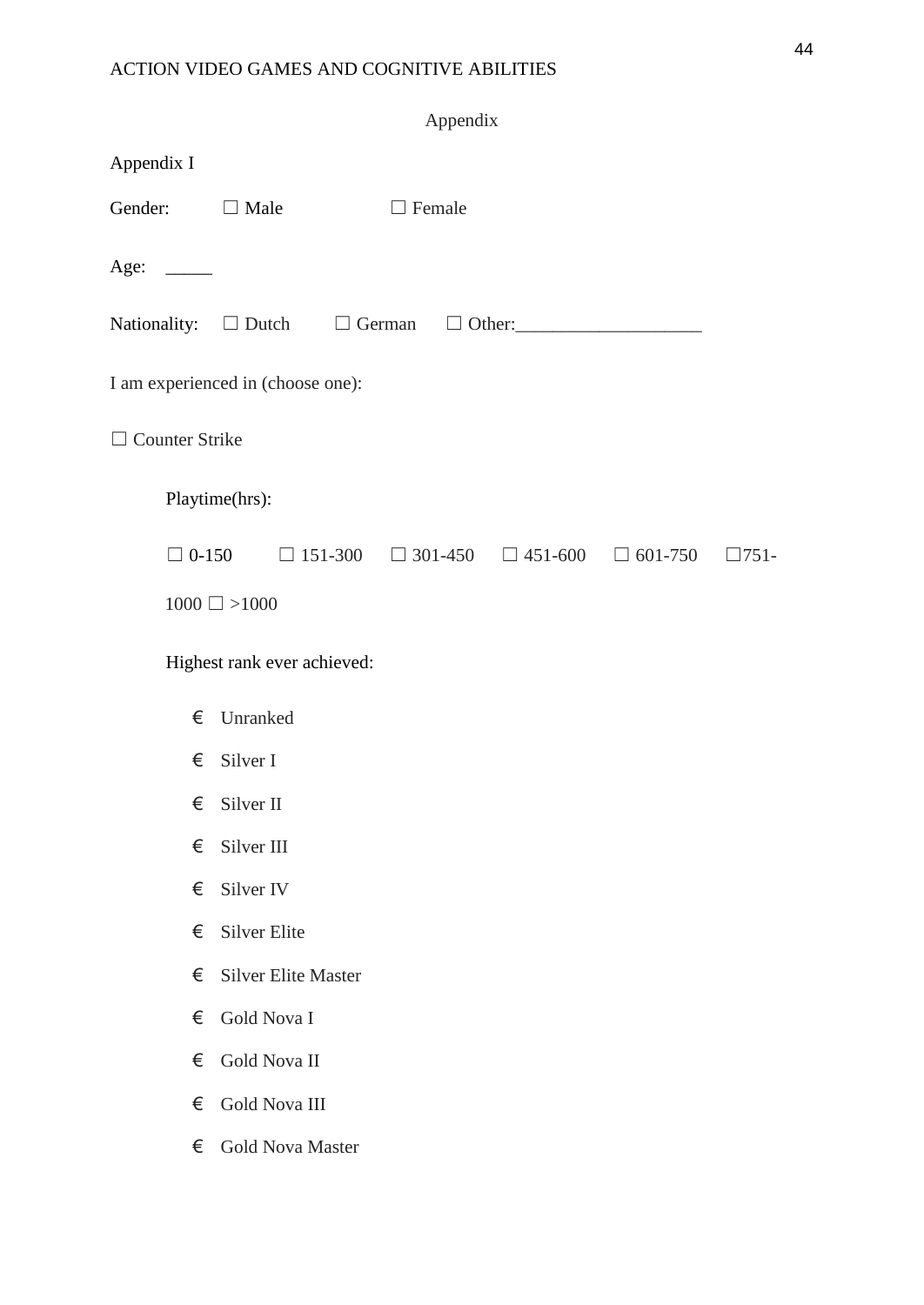# Appendix

## Appendix I

Gender: ☐ Male ☐ Female

Age: _____

Nationality: ☐ Dutch ☐ German ☐ Other:___________________

I am experienced in (choose one):

☐ Counter Strike

Playtime(hrs):

☐ 0-150 ☐ 151-300 ☐ 301-450 ☐ 451-600 ☐ 601-750 ☐751-1000 ☐ >1000

Highest rank ever achieved:

- € Unranked
- € Silver I
- € Silver II
- € Silver III
- € Silver IV
- € Silver Elite
- € Silver Elite Master
- € Gold Nova I
- € Gold Nova II
- € Gold Nova III
- € Gold Nova Master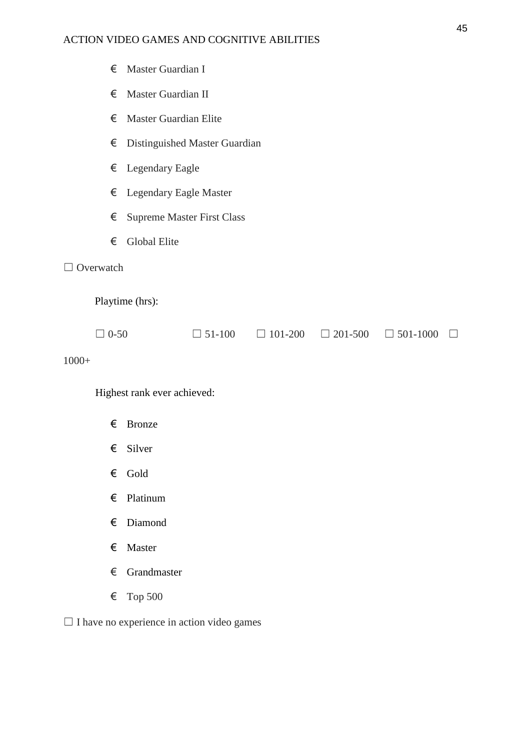€ Master Guardian I

€ Master Guardian II

€ Master Guardian Elite

€ Distinguished Master Guardian

€ Legendary Eagle

€ Legendary Eagle Master

€ Supreme Master First Class

€ Global Elite

☐ Overwatch

Playtime (hrs):

☐ 0-50 ☐ 51-100 ☐ 101-200 ☐ 201-500 ☐ 501-1000 ☐ 1000+

Highest rank ever achieved:

€ Bronze

€ Silver

€ Gold

€ Platinum

€ Diamond

€ Master

€ Grandmaster

€ Top 500

☐ I have no experience in action video games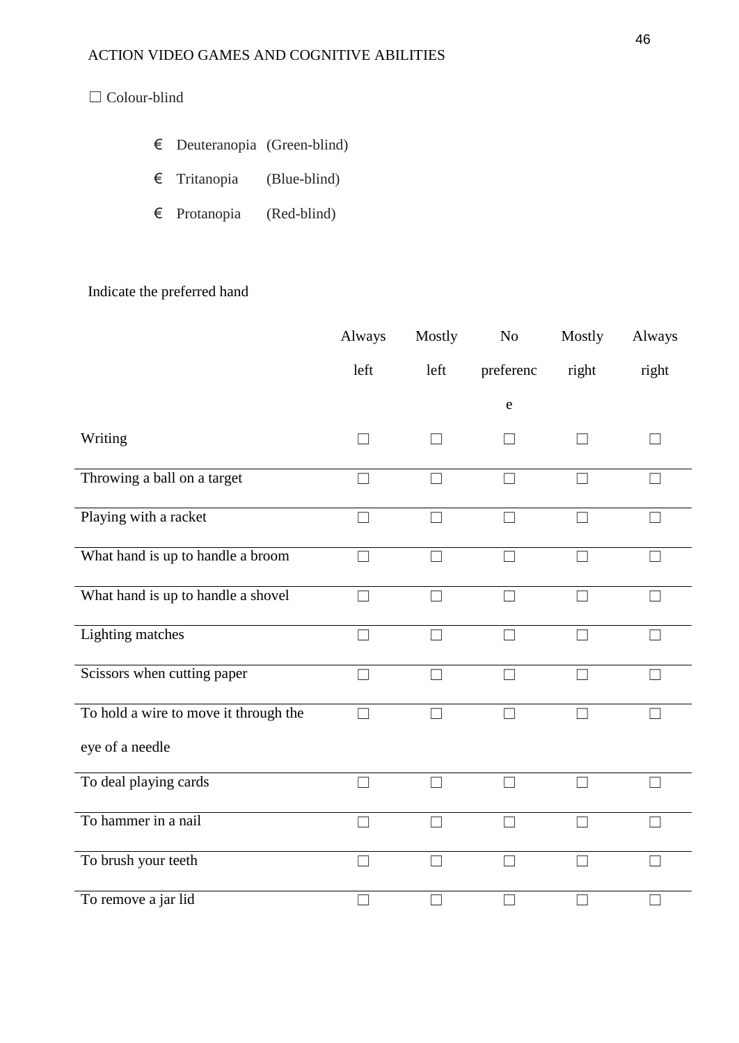☐ Colour-blind

- € Deuteranopia (Green-blind)
- € Tritanopia (Blue-blind)
- € Protanopia (Red-blind)

Indicate the preferred hand

| | Always left | Mostly left | No preference | Mostly right | Always right |
|---|---|---|---|---|---|
| Writing | ☐ | ☐ | ☐ | ☐ | ☐ |
| Throwing a ball on a target | ☐ | ☐ | ☐ | ☐ | ☐ |
| Playing with a racket | ☐ | ☐ | ☐ | ☐ | ☐ |
| What hand is up to handle a broom | ☐ | ☐ | ☐ | ☐ | ☐ |
| What hand is up to handle a shovel | ☐ | ☐ | ☐ | ☐ | ☐ |
| Lighting matches | ☐ | ☐ | ☐ | ☐ | ☐ |
| Scissors when cutting paper | ☐ | ☐ | ☐ | ☐ | ☐ |
| To hold a wire to move it through the eye of a needle | ☐ | ☐ | ☐ | ☐ | ☐ |
| To deal playing cards | ☐ | ☐ | ☐ | ☐ | ☐ |
| To hammer in a nail | ☐ | ☐ | ☐ | ☐ | ☐ |
| To brush your teeth | ☐ | ☐ | ☐ | ☐ | ☐ |
| To remove a jar lid | ☐ | ☐ | ☐ | ☐ | ☐ |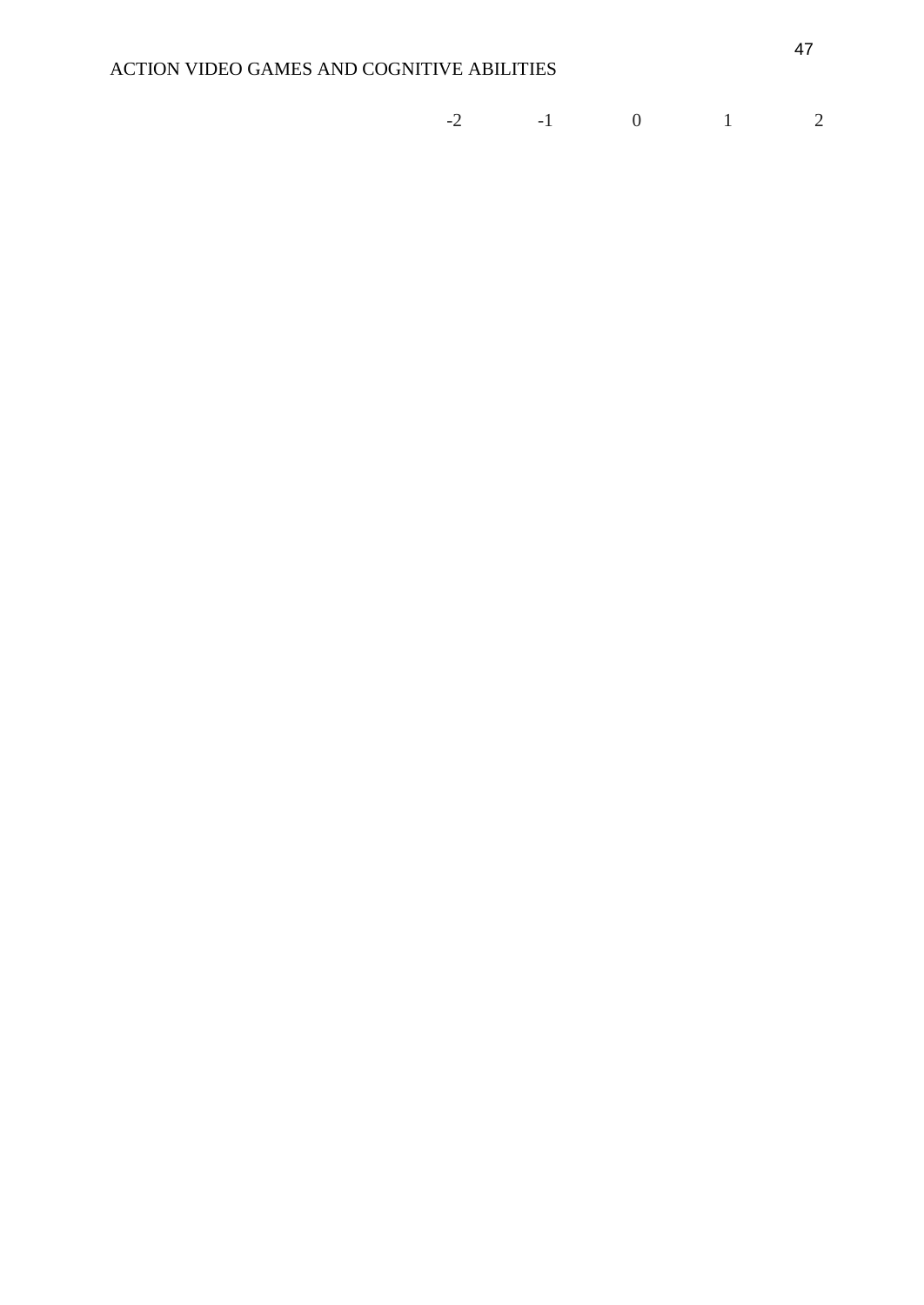-2 -1 0 1 2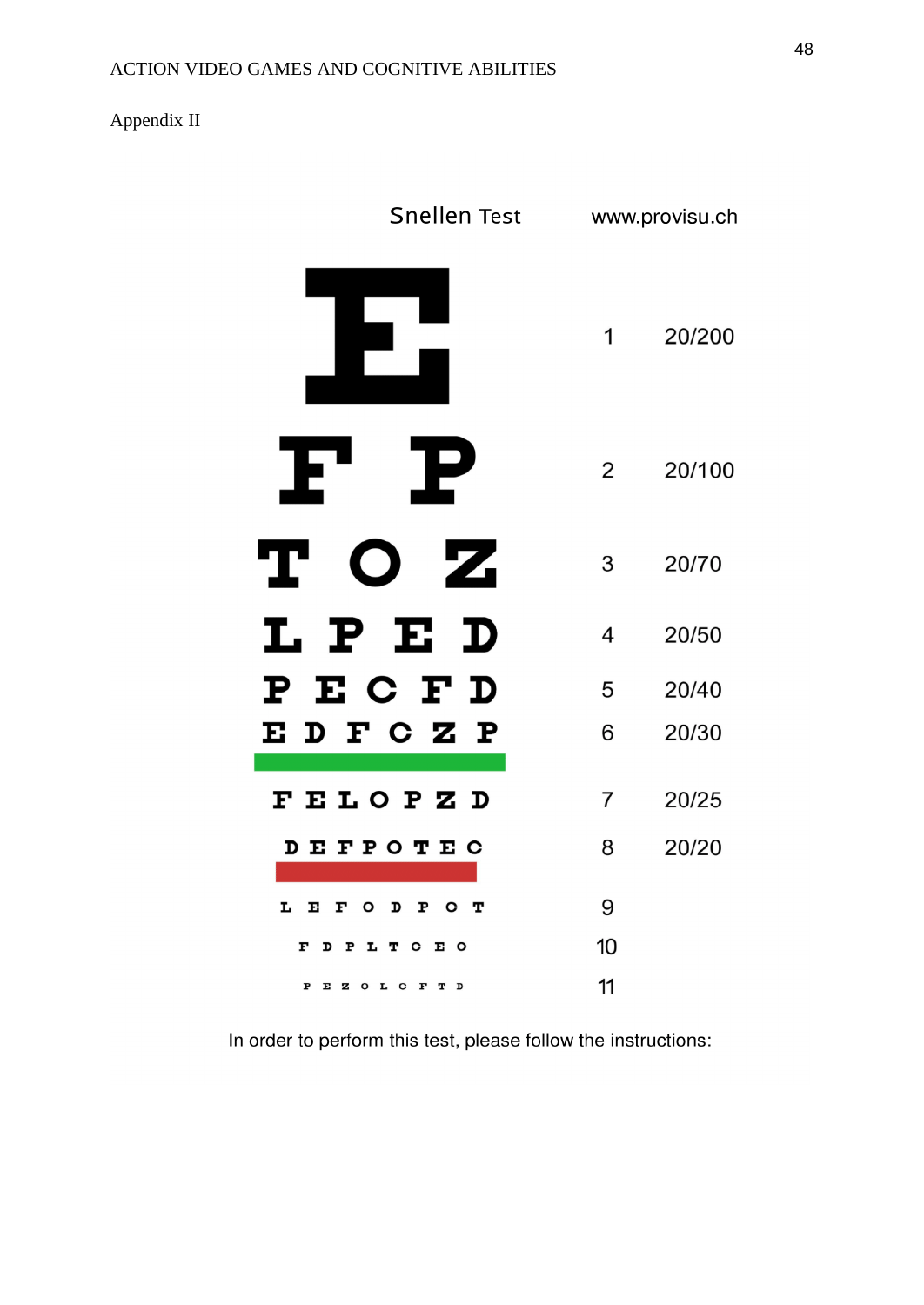Appendix II

Snellen Test www.provisu.ch

| Letters | Line | Acuity |
|---|---|---|
| E | 1 | 20/200 |
| F P | 2 | 20/100 |
| T O Z | 3 | 20/70 |
| L P E D | 4 | 20/50 |
| P E C F D | 5 | 20/40 |
| E D F C Z P | 6 | 20/30 |
| F E L O P Z D | 7 | 20/25 |
| D E F P O T E C | 8 | 20/20 |
| L E F O D P C T | 9 | |
| F D P L T C E O | 10 | |
| P E Z O L C F T D | 11 | |

In order to perform this test, please follow the instructions: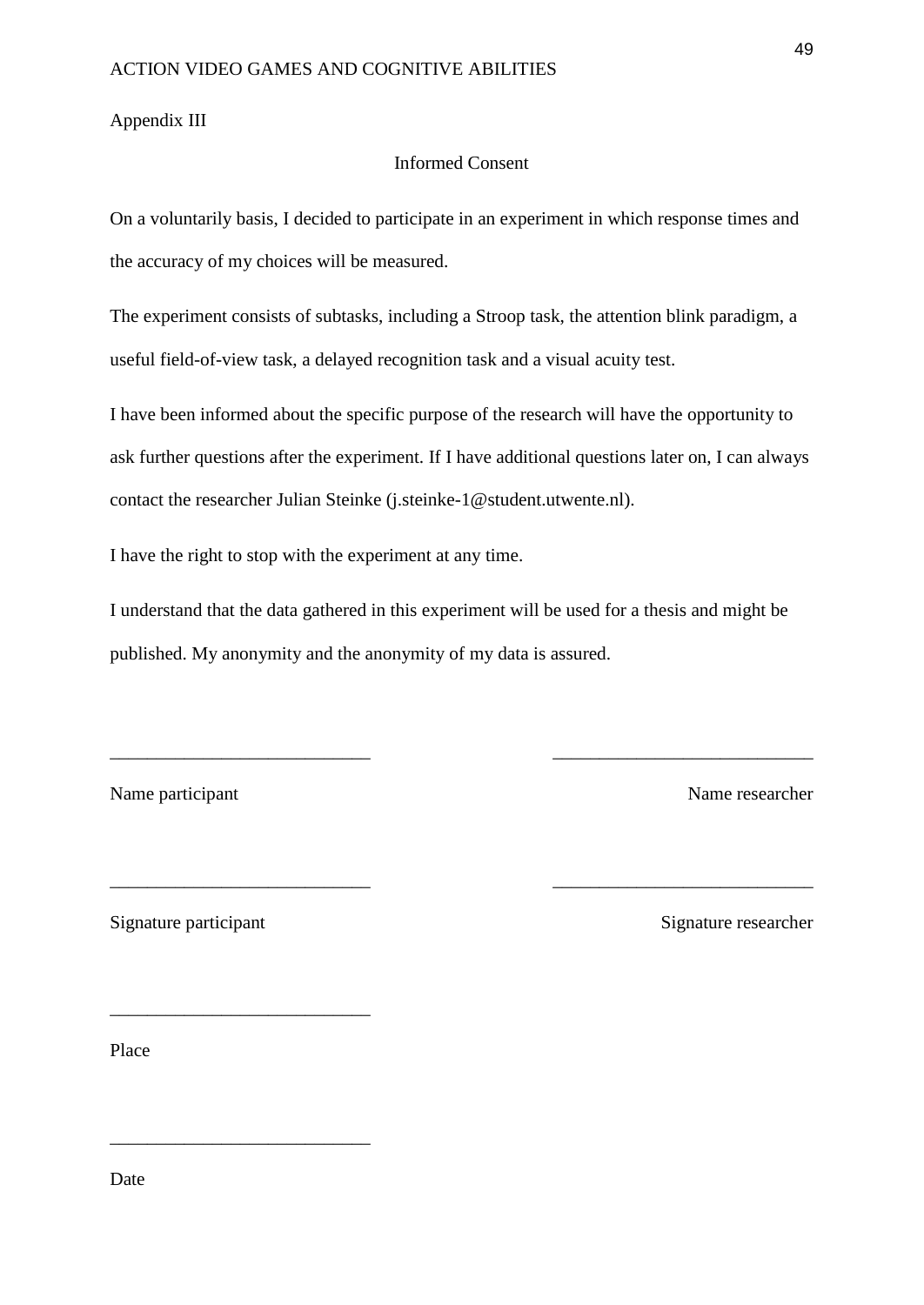Appendix III

## Informed Consent

On a voluntarily basis, I decided to participate in an experiment in which response times and the accuracy of my choices will be measured.

The experiment consists of subtasks, including a Stroop task, the attention blink paradigm, a useful field-of-view task, a delayed recognition task and a visual acuity test.

I have been informed about the specific purpose of the research will have the opportunity to ask further questions after the experiment. If I have additional questions later on, I can always contact the researcher Julian Steinke (j.steinke-1@student.utwente.nl).

I have the right to stop with the experiment at any time.

I understand that the data gathered in this experiment will be used for a thesis and might be published. My anonymity and the anonymity of my data is assured.

___________________________ ___________________________

Name participant Name researcher

___________________________ ___________________________

Signature participant Signature researcher

___________________________

Place

___________________________

Date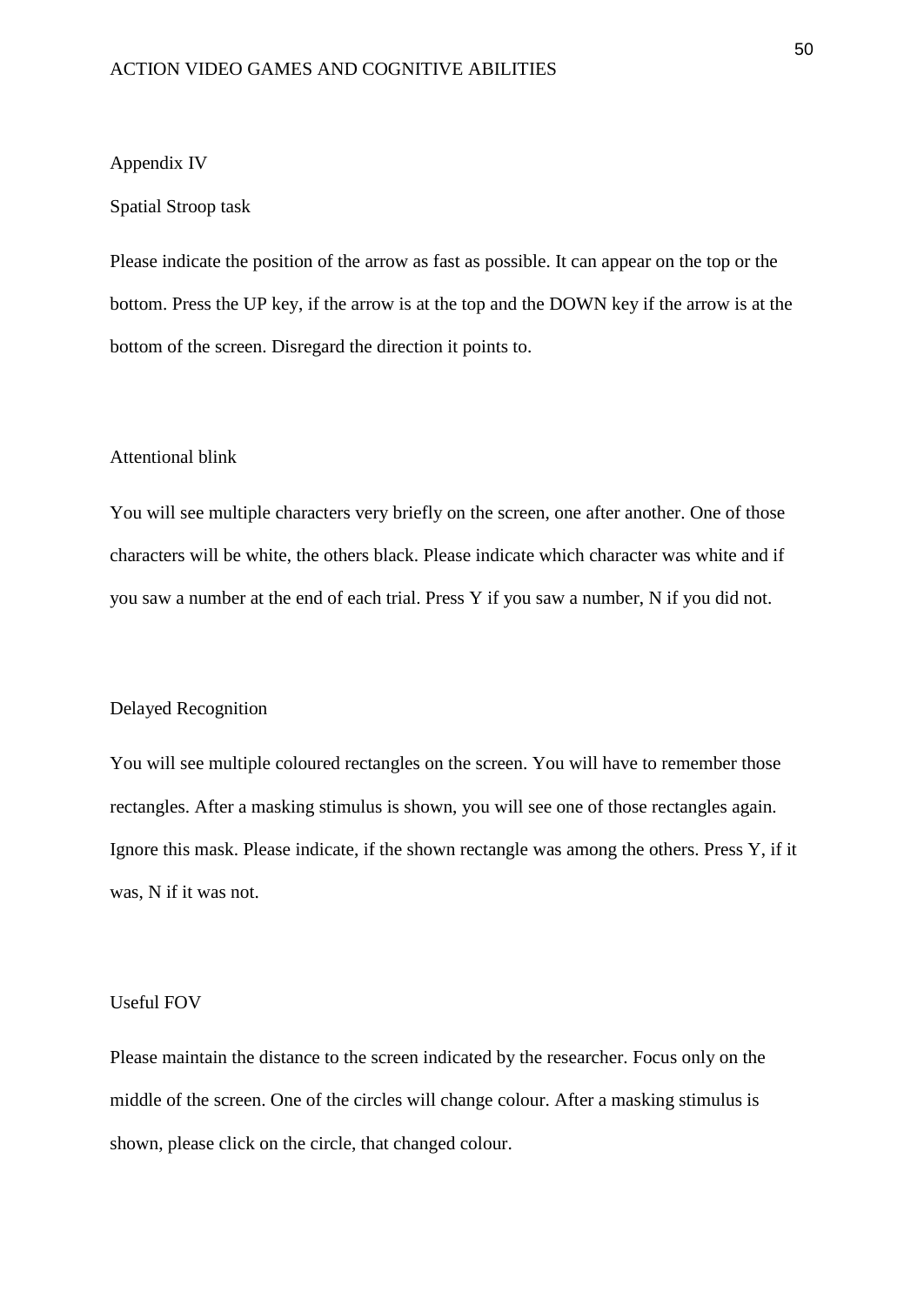## Appendix IV

### Spatial Stroop task

Please indicate the position of the arrow as fast as possible. It can appear on the top or the bottom. Press the UP key, if the arrow is at the top and the DOWN key if the arrow is at the bottom of the screen. Disregard the direction it points to.

### Attentional blink

You will see multiple characters very briefly on the screen, one after another. One of those characters will be white, the others black. Please indicate which character was white and if you saw a number at the end of each trial. Press Y if you saw a number, N if you did not.

### Delayed Recognition

You will see multiple coloured rectangles on the screen. You will have to remember those rectangles. After a masking stimulus is shown, you will see one of those rectangles again. Ignore this mask. Please indicate, if the shown rectangle was among the others. Press Y, if it was, N if it was not.

### Useful FOV

Please maintain the distance to the screen indicated by the researcher. Focus only on the middle of the screen. One of the circles will change colour. After a masking stimulus is shown, please click on the circle, that changed colour.